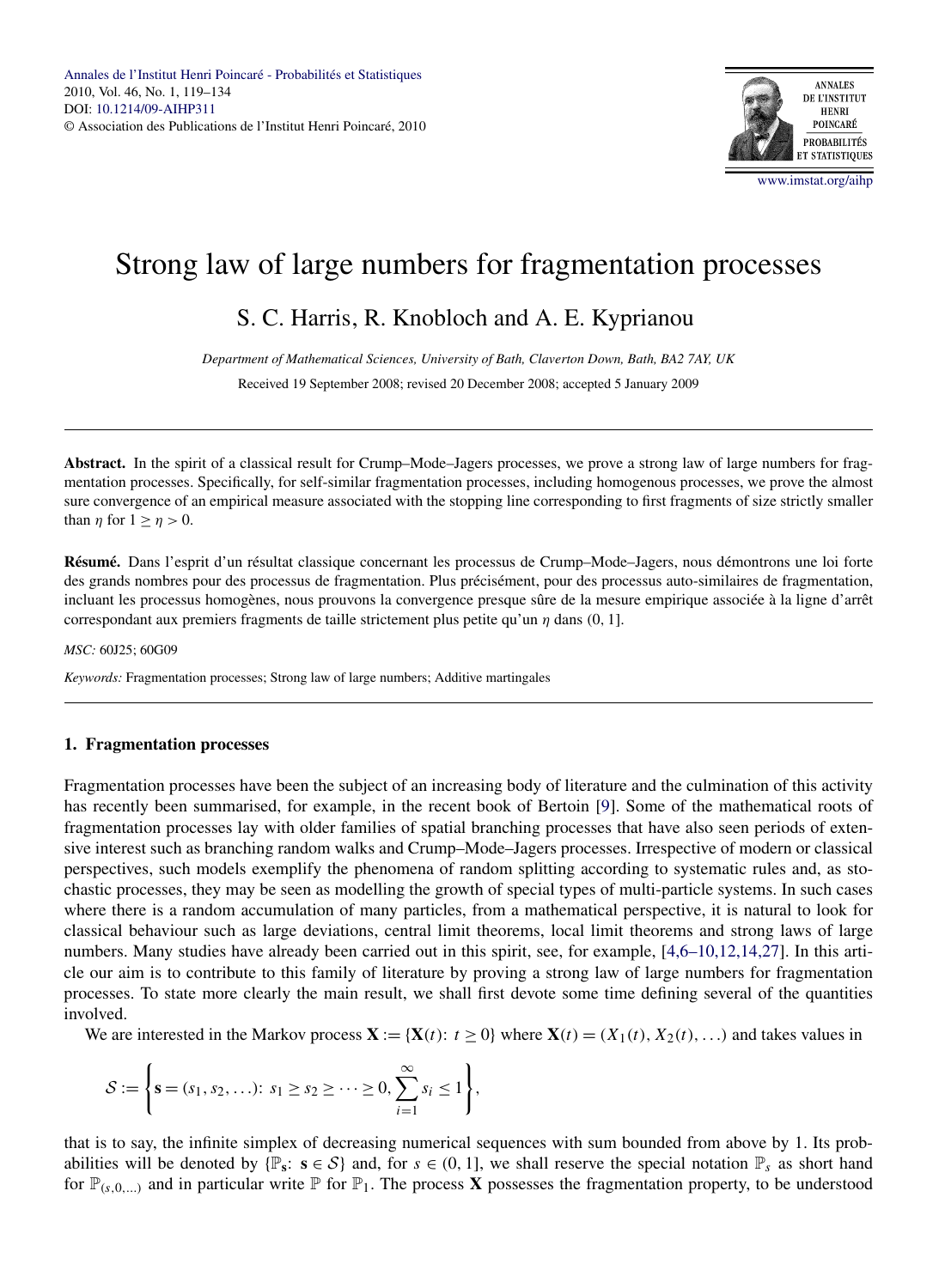# Strong law of large numbers for fragmentation processes

S. C. Harris, R. Knobloch and A. E. Kyprianou

*Department of Mathematical Sciences, University of Bath, Claverton Down, Bath, BA2 7AY, UK*

Received 19 September 2008; revised 20 December 2008; accepted 5 January 2009

**Abstract.** In the spirit of a classical result for Crump–Mode–Jagers processes, we prove a strong law of large numbers for fragmentation processes. Specifically, for self-similar fragmentation processes, including homogenous processes, we prove the almost sure convergence of an empirical measure associated with the stopping line corresponding to first fragments of size strictly smaller than $\eta$ for $1 \geq \eta > 0$.

**Résumé.** Dans l'esprit d'un résultat classique concernant les processus de Crump–Mode–Jagers, nous démontrons une loi forte des grands nombres pour des processus de fragmentation. Plus précisément, pour des processus auto-similaires de fragmentation, incluant les processus homogènes, nous prouvons la convergence presque sûre de la mesure empirique associée à la ligne d'arrêt correspondant aux premiers fragments de taille strictement plus petite qu'un $\eta$ dans $(0, 1]$.

*MSC:* 60J25; 60G09

*Keywords:* Fragmentation processes; Strong law of large numbers; Additive martingales

## 1. Fragmentation processes

Fragmentation processes have been the subject of an increasing body of literature and the culmination of this activity has recently been summarised, for example, in the recent book of Bertoin [9]. Some of the mathematical roots of fragmentation processes lay with older families of spatial branching processes that have also seen periods of extensive interest such as branching random walks and Crump–Mode–Jagers processes. Irrespective of modern or classical perspectives, such models exemplify the phenomena of random splitting according to systematic rules and, as stochastic processes, they may be seen as modelling the growth of special types of multi-particle systems. In such cases where there is a random accumulation of many particles, from a mathematical perspective, it is natural to look for classical behaviour such as large deviations, central limit theorems, local limit theorems and strong laws of large numbers. Many studies have already been carried out in this spirit, see, for example, [4,6–10,12,14,27]. In this article our aim is to contribute to this family of literature by proving a strong law of large numbers for fragmentation processes. To state more clearly the main result, we shall first devote some time defining several of the quantities involved.

We are interested in the Markov process $\mathbf{X} := \{\mathbf{X}(t)\colon t \geq 0\}$ where $\mathbf{X}(t) = (X_1(t), X_2(t), \ldots)$ and takes values in

$$\mathcal{S} := \left\{ \mathbf{s} = (s_1, s_2, \ldots)\colon s_1 \geq s_2 \geq \cdots \geq 0, \sum_{i=1}^{\infty} s_i \leq 1 \right\},$$

that is to say, the infinite simplex of decreasing numerical sequences with sum bounded from above by 1. Its probabilities will be denoted by $\{\mathbb{P}_{\mathbf{s}}\colon \mathbf{s} \in \mathcal{S}\}$ and, for $s \in (0, 1]$, we shall reserve the special notation $\mathbb{P}_s$ as short hand for $\mathbb{P}_{(s,0,\ldots)}$ and in particular write $\mathbb{P}$ for $\mathbb{P}_1$. The process $\mathbf{X}$ possesses the fragmentation property, to be understood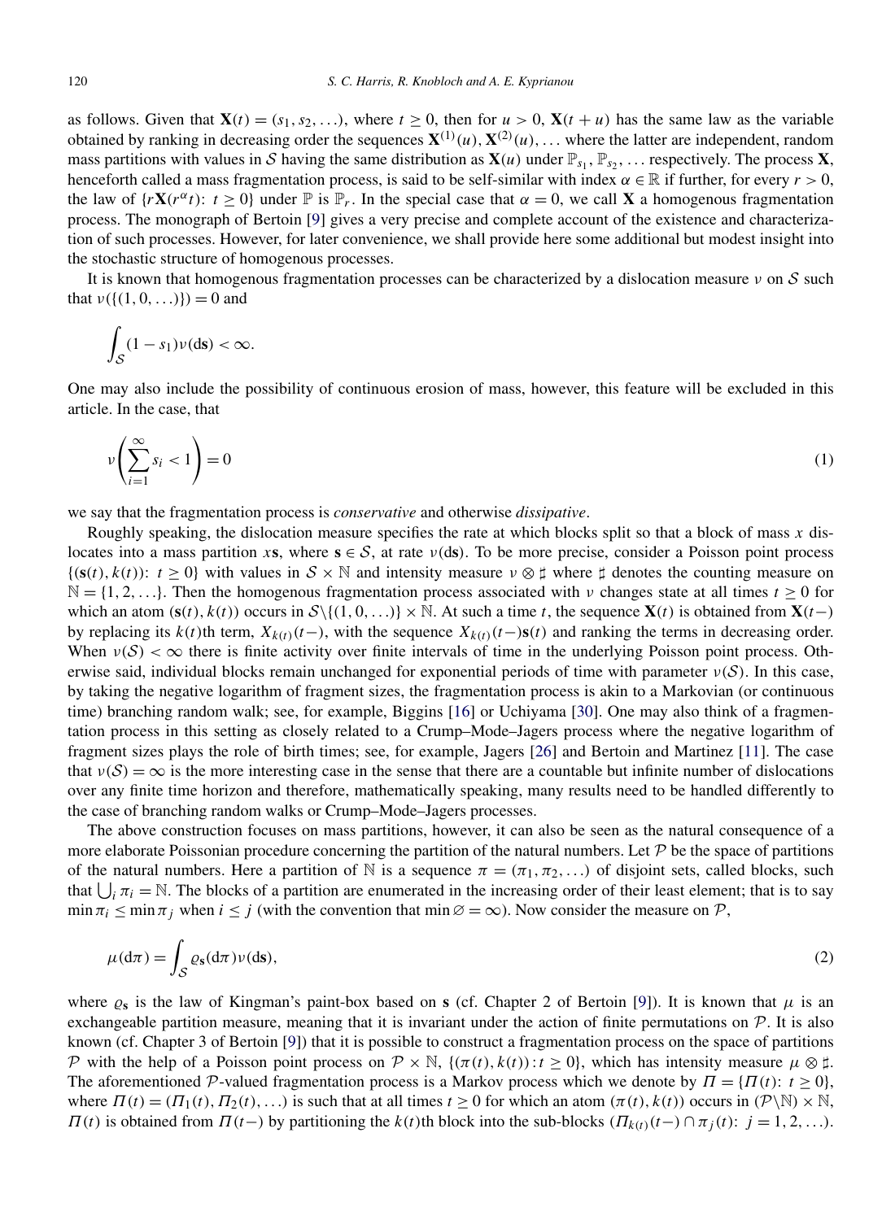as follows. Given that $\mathbf{X}(t) = (s_1, s_2, \ldots)$, where $t \geq 0$, then for $u > 0$, $\mathbf{X}(t+u)$ has the same law as the variable obtained by ranking in decreasing order the sequences $\mathbf{X}^{(1)}(u), \mathbf{X}^{(2)}(u), \ldots$ where the latter are independent, random mass partitions with values in $\mathcal{S}$ having the same distribution as $\mathbf{X}(u)$ under $\mathbb{P}_{s_1}, \mathbb{P}_{s_2}, \ldots$ respectively. The process $\mathbf{X}$, henceforth called a mass fragmentation process, is said to be self-similar with index $\alpha \in \mathbb{R}$ if further, for every $r > 0$, the law of $\{r\mathbf{X}(r^\alpha t)\colon t \geq 0\}$ under $\mathbb{P}$ is $\mathbb{P}_r$. In the special case that $\alpha = 0$, we call $\mathbf{X}$ a homogenous fragmentation process. The monograph of Bertoin [9] gives a very precise and complete account of the existence and characterization of such processes. However, for later convenience, we shall provide here some additional but modest insight into the stochastic structure of homogenous processes.

It is known that homogenous fragmentation processes can be characterized by a dislocation measure $\nu$ on $\mathcal{S}$ such that $\nu(\{(1, 0, \ldots)\}) = 0$ and

$$\int_{\mathcal{S}} (1 - s_1)\nu(\mathrm{d}\mathbf{s}) < \infty.$$

One may also include the possibility of continuous erosion of mass, however, this feature will be excluded in this article. In the case, that

$$\nu\left(\sum_{i=1}^{\infty} s_i < 1\right) = 0 \tag{1}$$

we say that the fragmentation process is *conservative* and otherwise *dissipative*.

Roughly speaking, the dislocation measure specifies the rate at which blocks split so that a block of mass $x$ dislocates into a mass partition $x\mathbf{s}$, where $\mathbf{s} \in \mathcal{S}$, at rate $\nu(\mathrm{d}\mathbf{s})$. To be more precise, consider a Poisson point process $\{(\mathbf{s}(t), k(t))\colon t \geq 0\}$ with values in $\mathcal{S} \times \mathbb{N}$ and intensity measure $\nu \otimes \sharp$ where $\sharp$ denotes the counting measure on $\mathbb{N} = \{1, 2, \ldots\}$. Then the homogenous fragmentation process associated with $\nu$ changes state at all times $t \geq 0$ for which an atom $(\mathbf{s}(t), k(t))$ occurs in $\mathcal{S}\backslash\{(1, 0, \ldots)\} \times \mathbb{N}$. At such a time $t$, the sequence $\mathbf{X}(t)$ is obtained from $\mathbf{X}(t-)$ by replacing its $k(t)$th term, $X_{k(t)}(t-)$, with the sequence $X_{k(t)}(t-)\mathbf{s}(t)$ and ranking the terms in decreasing order. When $\nu(\mathcal{S}) < \infty$ there is finite activity over finite intervals of time in the underlying Poisson point process. Otherwise said, individual blocks remain unchanged for exponential periods of time with parameter $\nu(\mathcal{S})$. In this case, by taking the negative logarithm of fragment sizes, the fragmentation process is akin to a Markovian (or continuous time) branching random walk; see, for example, Biggins [16] or Uchiyama [30]. One may also think of a fragmentation process in this setting as closely related to a Crump–Mode–Jagers process where the negative logarithm of fragment sizes plays the role of birth times; see, for example, Jagers [26] and Bertoin and Martinez [11]. The case that $\nu(\mathcal{S}) = \infty$ is the more interesting case in the sense that there are a countable but infinite number of dislocations over any finite time horizon and therefore, mathematically speaking, many results need to be handled differently to the case of branching random walks or Crump–Mode–Jagers processes.

The above construction focuses on mass partitions, however, it can also be seen as the natural consequence of a more elaborate Poissonian procedure concerning the partition of the natural numbers. Let $\mathcal{P}$ be the space of partitions of the natural numbers. Here a partition of $\mathbb{N}$ is a sequence $\pi = (\pi_1, \pi_2, \ldots)$ of disjoint sets, called blocks, such that $\bigcup_i \pi_i = \mathbb{N}$. The blocks of a partition are enumerated in the increasing order of their least element; that is to say $\min \pi_i \leq \min \pi_j$ when $i \leq j$ (with the convention that $\min \varnothing = \infty$). Now consider the measure on $\mathcal{P}$,

$$\mu(\mathrm{d}\pi) = \int_{\mathcal{S}} \varrho_{\mathbf{s}}(\mathrm{d}\pi)\nu(\mathrm{d}\mathbf{s}), \tag{2}$$

where $\varrho_{\mathbf{s}}$ is the law of Kingman's paint-box based on $\mathbf{s}$ (cf. Chapter 2 of Bertoin [9]). It is known that $\mu$ is an exchangeable partition measure, meaning that it is invariant under the action of finite permutations on $\mathcal{P}$. It is also known (cf. Chapter 3 of Bertoin [9]) that it is possible to construct a fragmentation process on the space of partitions $\mathcal{P}$ with the help of a Poisson point process on $\mathcal{P} \times \mathbb{N}$, $\{(\pi(t), k(t))\colon t \geq 0\}$, which has intensity measure $\mu \otimes \sharp$. The aforementioned $\mathcal{P}$-valued fragmentation process is a Markov process which we denote by $\Pi = \{\Pi(t)\colon t \geq 0\}$, where $\Pi(t) = (\Pi_1(t), \Pi_2(t), \ldots)$ is such that at all times $t \geq 0$ for which an atom $(\pi(t), k(t))$ occurs in $(\mathcal{P}\backslash\mathbb{N}) \times \mathbb{N}$, $\Pi(t)$ is obtained from $\Pi(t-)$ by partitioning the $k(t)$th block into the sub-blocks $(\Pi_{k(t)}(t-) \cap \pi_j(t)\colon j = 1, 2, \ldots)$.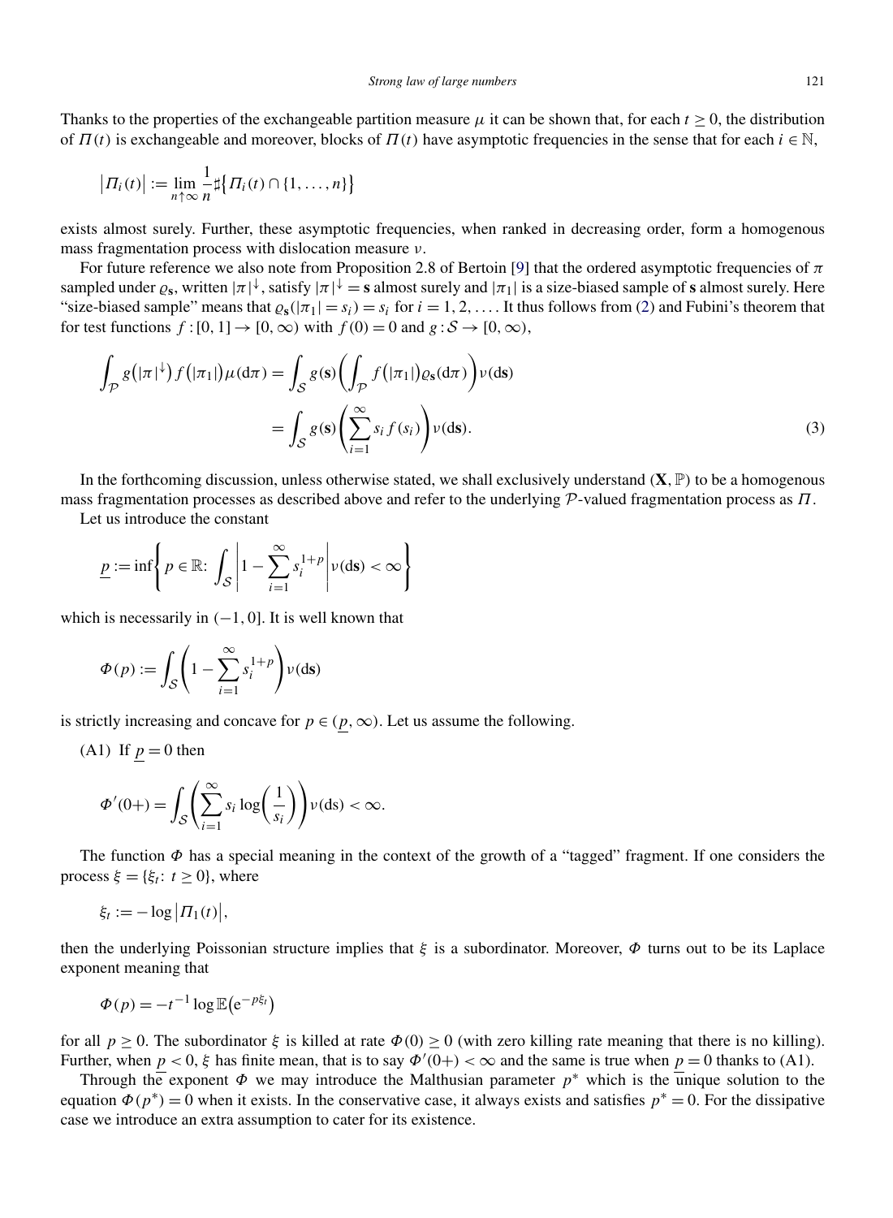Thanks to the properties of the exchangeable partition measure $\mu$ it can be shown that, for each $t \geq 0$, the distribution of $\Pi(t)$ is exchangeable and moreover, blocks of $\Pi(t)$ have asymptotic frequencies in the sense that for each $i \in \mathbb{N}$,

$$\left|\Pi_i(t)\right| := \lim_{n\uparrow\infty} \frac{1}{n} \sharp\left\{\Pi_i(t) \cap \{1, \dots, n\}\right\}$$

exists almost surely. Further, these asymptotic frequencies, when ranked in decreasing order, form a homogenous mass fragmentation process with dislocation measure $\nu$.

For future reference we also note from Proposition 2.8 of Bertoin [9] that the ordered asymptotic frequencies of $\pi$ sampled under $\varrho_{\mathbf{s}}$, written $|\pi|^{\downarrow}$, satisfy $|\pi|^{\downarrow} = \mathbf{s}$ almost surely and $|\pi_1|$ is a size-biased sample of $\mathbf{s}$ almost surely. Here "size-biased sample" means that $\varrho_{\mathbf{s}}(|\pi_1| = s_i) = s_i$ for $i = 1, 2, \dots$. It thus follows from (2) and Fubini's theorem that for test functions $f : [0, 1] \to [0, \infty)$ with $f(0) = 0$ and $g : \mathcal{S} \to [0, \infty)$,

$$\begin{aligned}
\int_{\mathcal{P}} g\left(|\pi|^{\downarrow}\right) f\left(|\pi_1|\right) \mu(\mathrm{d}\pi) &= \int_{\mathcal{S}} g(\mathbf{s}) \left( \int_{\mathcal{P}} f\left(|\pi_1|\right) \varrho_{\mathbf{s}}(\mathrm{d}\pi) \right) \nu(\mathrm{d}\mathbf{s}) \\
&= \int_{\mathcal{S}} g(\mathbf{s}) \left( \sum_{i=1}^{\infty} s_i f(s_i) \right) \nu(\mathrm{d}\mathbf{s}).
\end{aligned} \tag{3}$$

In the forthcoming discussion, unless otherwise stated, we shall exclusively understand $(\mathbf{X}, \mathbb{P})$ to be a homogenous mass fragmentation processes as described above and refer to the underlying $\mathcal{P}$-valued fragmentation process as $\Pi$.

Let us introduce the constant

$$\underline{p} := \inf\left\{ p \in \mathbb{R}\colon \int_{\mathcal{S}} \left| 1 - \sum_{i=1}^{\infty} s_i^{1+p} \right| \nu(\mathrm{d}\mathbf{s}) < \infty \right\}$$

which is necessarily in $(-1, 0]$. It is well known that

$$\Phi(p) := \int_{\mathcal{S}} \left( 1 - \sum_{i=1}^{\infty} s_i^{1+p} \right) \nu(\mathrm{d}\mathbf{s})$$

is strictly increasing and concave for $p \in (\underline{p}, \infty)$. Let us assume the following.

(A1) If $\underline{p} = 0$ then

$$\Phi'(0+) = \int_{\mathcal{S}} \left( \sum_{i=1}^{\infty} s_i \log\left(\frac{1}{s_i}\right) \right) \nu(\mathrm{ds}) < \infty.$$

The function $\Phi$ has a special meaning in the context of the growth of a "tagged" fragment. If one considers the process $\xi = \{\xi_t\colon t \geq 0\}$, where

$$\xi_t := -\log\left|\Pi_1(t)\right|,$$

then the underlying Poissonian structure implies that $\xi$ is a subordinator. Moreover, $\Phi$ turns out to be its Laplace exponent meaning that

$$\Phi(p) = -t^{-1} \log \mathbb{E}\left(\mathrm{e}^{-p\xi_t}\right)$$

for all $p \geq 0$. The subordinator $\xi$ is killed at rate $\Phi(0) \geq 0$ (with zero killing rate meaning that there is no killing). Further, when $\underline{p} < 0$, $\xi$ has finite mean, that is to say $\Phi'(0+) < \infty$ and the same is true when $\underline{p} = 0$ thanks to (A1).

Through the exponent $\Phi$ we may introduce the Malthusian parameter $p^*$ which is the unique solution to the equation $\Phi(p^*) = 0$ when it exists. In the conservative case, it always exists and satisfies $p^* = 0$. For the dissipative case we introduce an extra assumption to cater for its existence.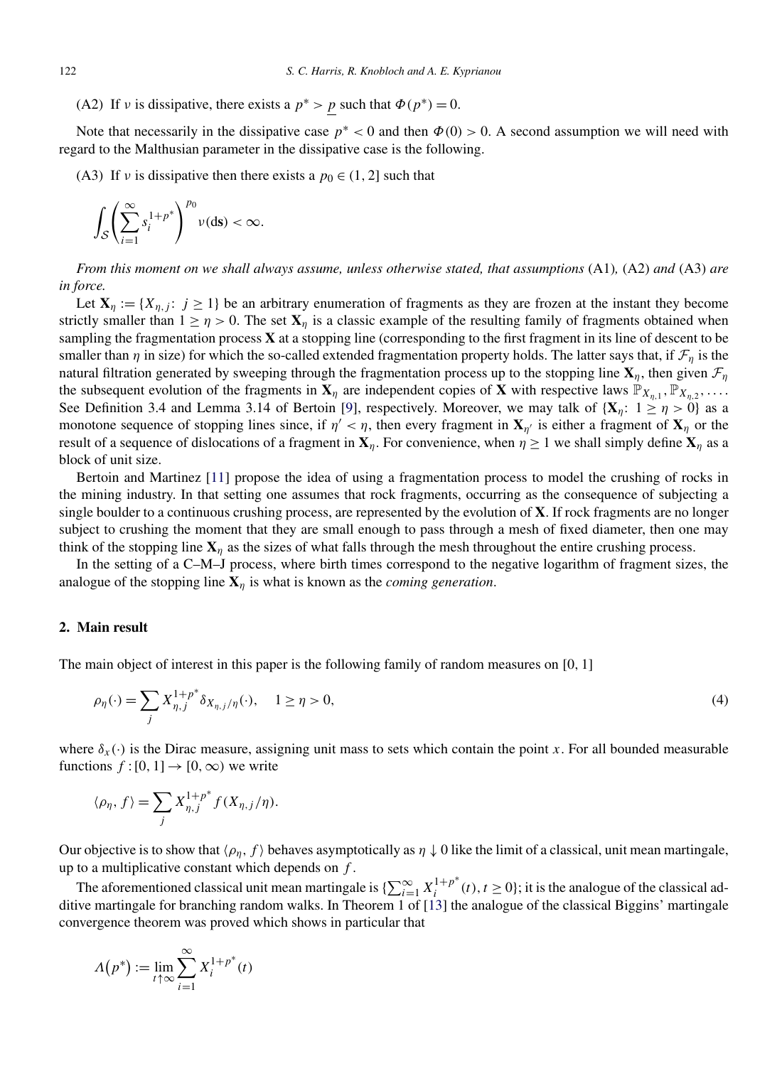(A2) If $\nu$ is dissipative, there exists a $p^* > \underline{p}$ such that $\Phi(p^*) = 0$.

Note that necessarily in the dissipative case $p^* < 0$ and then $\Phi(0) > 0$. A second assumption we will need with regard to the Malthusian parameter in the dissipative case is the following.

(A3) If $\nu$ is dissipative then there exists a $p_0 \in (1, 2]$ such that

$$\int_{\mathcal{S}} \left( \sum_{i=1}^{\infty} s_i^{1+p^*} \right)^{p_0} \nu(\mathrm{d}\mathbf{s}) < \infty.$$

*From this moment on we shall always assume, unless otherwise stated, that assumptions* (A1)*,* (A2) *and* (A3) *are in force.*

Let $\mathbf{X}_\eta := \{X_{\eta,j}\colon\ j \geq 1\}$ be an arbitrary enumeration of fragments as they are frozen at the instant they become strictly smaller than $1 \geq \eta > 0$. The set $\mathbf{X}_\eta$ is a classic example of the resulting family of fragments obtained when sampling the fragmentation process $\mathbf{X}$ at a stopping line (corresponding to the first fragment in its line of descent to be smaller than $\eta$ in size) for which the so-called extended fragmentation property holds. The latter says that, if $\mathcal{F}_\eta$ is the natural filtration generated by sweeping through the fragmentation process up to the stopping line $\mathbf{X}_\eta$, then given $\mathcal{F}_\eta$ the subsequent evolution of the fragments in $\mathbf{X}_\eta$ are independent copies of $\mathbf{X}$ with respective laws $\mathbb{P}_{X_{\eta,1}}, \mathbb{P}_{X_{\eta,2}}, \ldots$. See Definition 3.4 and Lemma 3.14 of Bertoin [9], respectively. Moreover, we may talk of $\{\mathbf{X}_\eta\colon\ 1 \geq \eta > 0\}$ as a monotone sequence of stopping lines since, if $\eta' < \eta$, then every fragment in $\mathbf{X}_{\eta'}$ is either a fragment of $\mathbf{X}_\eta$ or the result of a sequence of dislocations of a fragment in $\mathbf{X}_\eta$. For convenience, when $\eta \geq 1$ we shall simply define $\mathbf{X}_\eta$ as a block of unit size.

Bertoin and Martinez [11] propose the idea of using a fragmentation process to model the crushing of rocks in the mining industry. In that setting one assumes that rock fragments, occurring as the consequence of subjecting a single boulder to a continuous crushing process, are represented by the evolution of $\mathbf{X}$. If rock fragments are no longer subject to crushing the moment that they are small enough to pass through a mesh of fixed diameter, then one may think of the stopping line $\mathbf{X}_\eta$ as the sizes of what falls through the mesh throughout the entire crushing process.

In the setting of a C–M–J process, where birth times correspond to the negative logarithm of fragment sizes, the analogue of the stopping line $\mathbf{X}_\eta$ is what is known as the *coming generation*.

## 2. Main result

The main object of interest in this paper is the following family of random measures on $[0, 1]$

$$\rho_\eta(\cdot) = \sum_j X_{\eta,j}^{1+p^*} \delta_{X_{\eta,j}/\eta}(\cdot), \quad 1 \geq \eta > 0, \tag{4}$$

where $\delta_x(\cdot)$ is the Dirac measure, assigning unit mass to sets which contain the point $x$. For all bounded measurable functions $f : [0, 1] \to [0, \infty)$ we write

$$\langle \rho_\eta, f \rangle = \sum_j X_{\eta,j}^{1+p^*} f(X_{\eta,j}/\eta).$$

Our objective is to show that $\langle \rho_\eta, f \rangle$ behaves asymptotically as $\eta \downarrow 0$ like the limit of a classical, unit mean martingale, up to a multiplicative constant which depends on $f$.

The aforementioned classical unit mean martingale is $\{\sum_{i=1}^{\infty} X_i^{1+p^*}(t), t \geq 0\}$; it is the analogue of the classical additive martingale for branching random walks. In Theorem 1 of [13] the analogue of the classical Biggins' martingale convergence theorem was proved which shows in particular that

$$\Lambda(p^*) := \lim_{t \uparrow \infty} \sum_{i=1}^{\infty} X_i^{1+p^*}(t)$$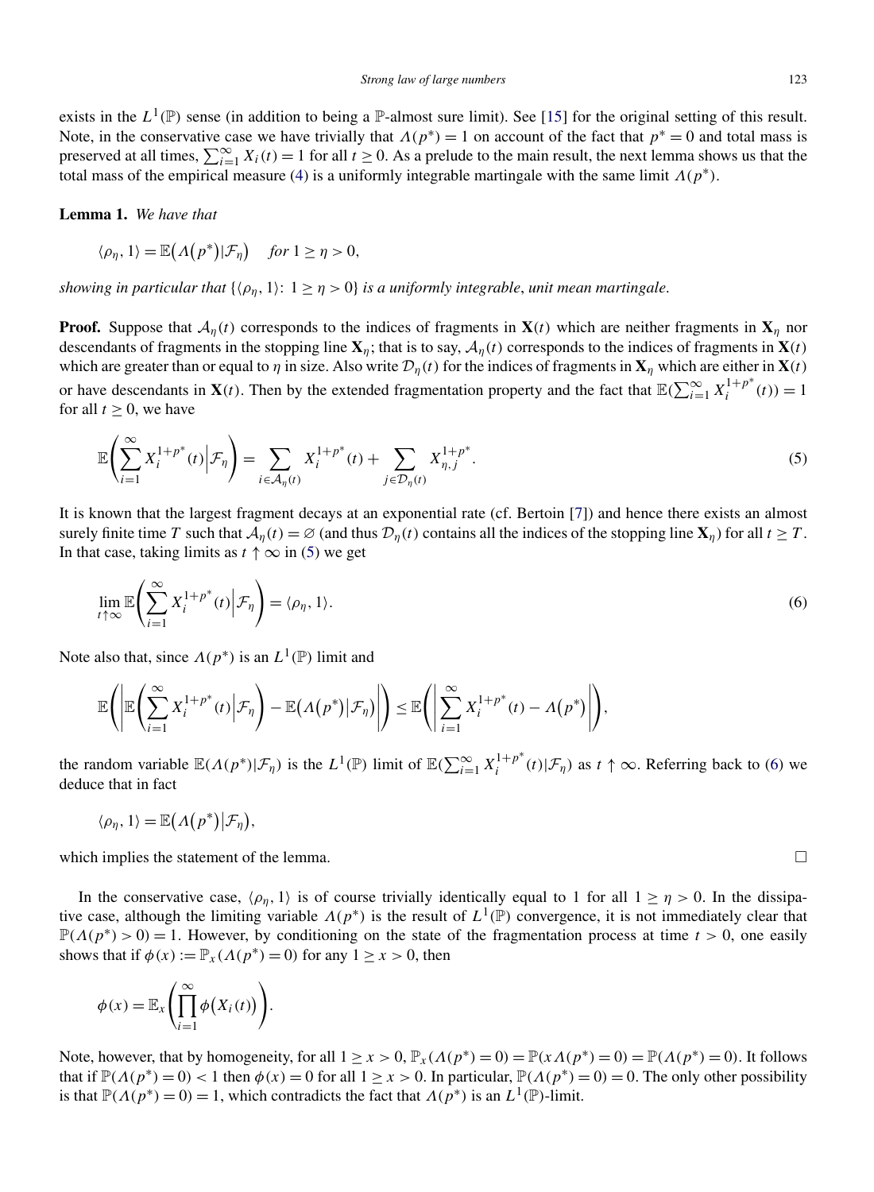exists in the $L^1(\mathbb{P})$ sense (in addition to being a $\mathbb{P}$-almost sure limit). See [15] for the original setting of this result. Note, in the conservative case we have trivially that $\Lambda(p^*) = 1$ on account of the fact that $p^* = 0$ and total mass is preserved at all times, $\sum_{i=1}^{\infty} X_i(t) = 1$ for all $t \geq 0$. As a prelude to the main result, the next lemma shows us that the total mass of the empirical measure (4) is a uniformly integrable martingale with the same limit $\Lambda(p^*)$.

**Lemma 1.** *We have that*

$$\langle \rho_\eta, 1 \rangle = \mathbb{E}\big(\Lambda\big(p^*\big)|\mathcal{F}_\eta\big) \quad \textit{for } 1 \geq \eta > 0,$$

*showing in particular that* $\{\langle \rho_\eta, 1\rangle \colon 1 \geq \eta > 0\}$ *is a uniformly integrable*, *unit mean martingale*.

**Proof.** Suppose that $\mathcal{A}_\eta(t)$ corresponds to the indices of fragments in $\mathbf{X}(t)$ which are neither fragments in $\mathbf{X}_\eta$ nor descendants of fragments in the stopping line $\mathbf{X}_\eta$; that is to say, $\mathcal{A}_\eta(t)$ corresponds to the indices of fragments in $\mathbf{X}(t)$ which are greater than or equal to $\eta$ in size. Also write $\mathcal{D}_\eta(t)$ for the indices of fragments in $\mathbf{X}_\eta$ which are either in $\mathbf{X}(t)$ or have descendants in $\mathbf{X}(t)$. Then by the extended fragmentation property and the fact that $\mathbb{E}(\sum_{i=1}^{\infty} X_i^{1+p^*}(t)) = 1$ for all $t \geq 0$, we have

$$\mathbb{E}\left(\sum_{i=1}^{\infty} X_i^{1+p^*}(t)\Big|\mathcal{F}_\eta\right) = \sum_{i \in \mathcal{A}_\eta(t)} X_i^{1+p^*}(t) + \sum_{j \in \mathcal{D}_\eta(t)} X_{\eta,j}^{1+p^*}. \tag{5}$$

It is known that the largest fragment decays at an exponential rate (cf. Bertoin [7]) and hence there exists an almost surely finite time $T$ such that $\mathcal{A}_\eta(t) = \varnothing$ (and thus $\mathcal{D}_\eta(t)$ contains all the indices of the stopping line $\mathbf{X}_\eta$) for all $t \geq T$. In that case, taking limits as $t \uparrow \infty$ in (5) we get

$$\lim_{t \uparrow \infty} \mathbb{E}\left(\sum_{i=1}^{\infty} X_i^{1+p^*}(t)\Big|\mathcal{F}_\eta\right) = \langle \rho_\eta, 1\rangle. \tag{6}$$

Note also that, since $\Lambda(p^*)$ is an $L^1(\mathbb{P})$ limit and

$$\mathbb{E}\left(\left|\mathbb{E}\left(\sum_{i=1}^{\infty} X_i^{1+p^*}(t)\Big|\mathcal{F}_\eta\right) - \mathbb{E}\big(\Lambda\big(p^*\big)|\mathcal{F}_\eta\big)\right|\right) \leq \mathbb{E}\left(\left|\sum_{i=1}^{\infty} X_i^{1+p^*}(t) - \Lambda\big(p^*\big)\right|\right),$$

the random variable $\mathbb{E}(\Lambda(p^*)|\mathcal{F}_\eta)$ is the $L^1(\mathbb{P})$ limit of $\mathbb{E}(\sum_{i=1}^{\infty} X_i^{1+p^*}(t)|\mathcal{F}_\eta)$ as $t \uparrow \infty$. Referring back to (6) we deduce that in fact

$$\langle \rho_\eta, 1\rangle = \mathbb{E}\big(\Lambda\big(p^*\big)\big|\mathcal{F}_\eta\big),$$

which implies the statement of the lemma. $\square$

In the conservative case, $\langle \rho_\eta, 1\rangle$ is of course trivially identically equal to 1 for all $1 \geq \eta > 0$. In the dissipative case, although the limiting variable $\Lambda(p^*)$ is the result of $L^1(\mathbb{P})$ convergence, it is not immediately clear that $\mathbb{P}(\Lambda(p^*) > 0) = 1$. However, by conditioning on the state of the fragmentation process at time $t > 0$, one easily shows that if $\phi(x) := \mathbb{P}_x(\Lambda(p^*) = 0)$ for any $1 \geq x > 0$, then

$$\phi(x) = \mathbb{E}_x\left(\prod_{i=1}^{\infty} \phi\big(X_i(t)\big)\right).$$

Note, however, that by homogeneity, for all $1 \geq x > 0$, $\mathbb{P}_x(\Lambda(p^*) = 0) = \mathbb{P}(x\Lambda(p^*) = 0) = \mathbb{P}(\Lambda(p^*) = 0)$. It follows that if $\mathbb{P}(\Lambda(p^*) = 0) < 1$ then $\phi(x) = 0$ for all $1 \geq x > 0$. In particular, $\mathbb{P}(\Lambda(p^*) = 0) = 0$. The only other possibility is that $\mathbb{P}(\Lambda(p^*) = 0) = 1$, which contradicts the fact that $\Lambda(p^*)$ is an $L^1(\mathbb{P})$-limit.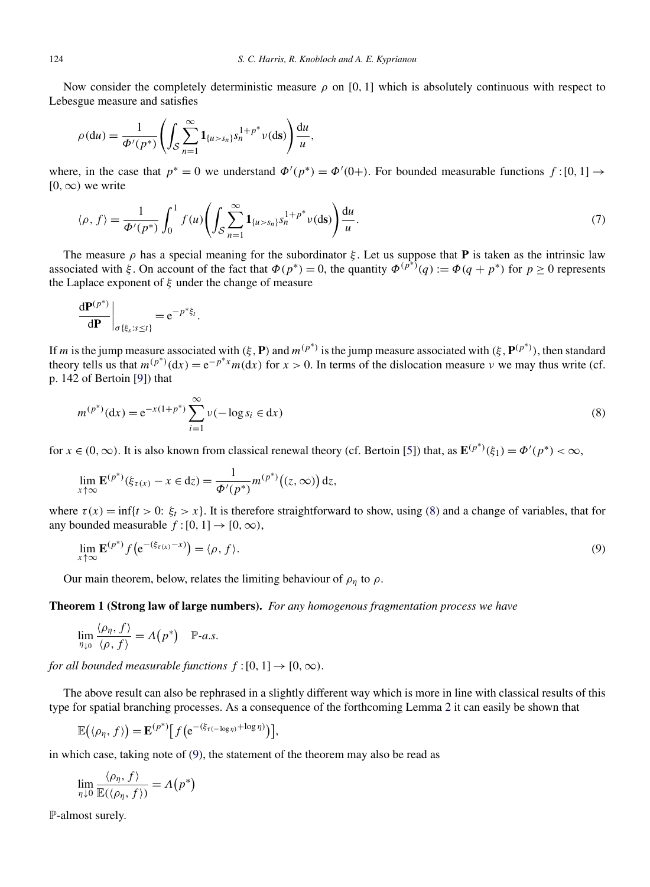Now consider the completely deterministic measure $\rho$ on $[0,1]$ which is absolutely continuous with respect to Lebesgue measure and satisfies

$$\rho(\mathrm{d}u) = \frac{1}{\Phi'(p^*)}\left(\int_{\mathcal{S}} \sum_{n=1}^{\infty} \mathbf{1}_{\{u>s_n\}} s_n^{1+p^*} \nu(\mathrm{d}\mathbf{s})\right)\frac{\mathrm{d}u}{u},$$

where, in the case that $p^* = 0$ we understand $\Phi'(p^*) = \Phi'(0+)$. For bounded measurable functions $f : [0,1] \to [0,\infty)$ we write

$$\langle \rho, f\rangle = \frac{1}{\Phi'(p^*)} \int_0^1 f(u)\left(\int_{\mathcal{S}} \sum_{n=1}^{\infty} \mathbf{1}_{\{u>s_n\}} s_n^{1+p^*} \nu(\mathrm{d}\mathbf{s})\right)\frac{\mathrm{d}u}{u}. \tag{7}$$

The measure $\rho$ has a special meaning for the subordinator $\xi$. Let us suppose that $\mathbf{P}$ is taken as the intrinsic law associated with $\xi$. On account of the fact that $\Phi(p^*) = 0$, the quantity $\Phi^{(p^*)}(q) := \Phi(q + p^*)$ for $p \geq 0$ represents the Laplace exponent of $\xi$ under the change of measure

$$\left.\frac{\mathrm{d}\mathbf{P}^{(p^*)}}{\mathrm{d}\mathbf{P}}\right|_{\sigma\{\xi_s : s\leq t\}} = \mathrm{e}^{-p^*\xi_t}.$$

If $m$ is the jump measure associated with $(\xi, \mathbf{P})$ and $m^{(p^*)}$ is the jump measure associated with $(\xi, \mathbf{P}^{(p^*)})$, then standard theory tells us that $m^{(p^*)}(\mathrm{d}x) = \mathrm{e}^{-p^*x} m(\mathrm{d}x)$ for $x > 0$. In terms of the dislocation measure $\nu$ we may thus write (cf. p. 142 of Bertoin [9]) that

$$m^{(p^*)}(\mathrm{d}x) = \mathrm{e}^{-x(1+p^*)} \sum_{i=1}^{\infty} \nu(-\log s_i \in \mathrm{d}x) \tag{8}$$

for $x \in (0,\infty)$. It is also known from classical renewal theory (cf. Bertoin [5]) that, as $\mathbf{E}^{(p^*)}(\xi_1) = \Phi'(p^*) < \infty$,

$$\lim_{x\uparrow\infty} \mathbf{E}^{(p^*)}(\xi_{\tau(x)} - x \in \mathrm{d}z) = \frac{1}{\Phi'(p^*)} m^{(p^*)}\big((z,\infty)\big)\,\mathrm{d}z,$$

where $\tau(x) = \inf\{t > 0 \colon \xi_t > x\}$. It is therefore straightforward to show, using (8) and a change of variables, that for any bounded measurable $f : [0,1] \to [0,\infty)$,

$$\lim_{x\uparrow\infty} \mathbf{E}^{(p^*)} f\big(\mathrm{e}^{-(\xi_{\tau(x)} - x)}\big) = \langle \rho, f\rangle. \tag{9}$$

Our main theorem, below, relates the limiting behaviour of $\rho_\eta$ to $\rho$.

**Theorem 1 (Strong law of large numbers).** *For any homogenous fragmentation process we have*

$$\lim_{\eta\downarrow 0} \frac{\langle \rho_\eta, f\rangle}{\langle \rho, f\rangle} = \Lambda\big(p^*\big) \quad \mathbb{P}\text{-a.s.}$$

*for all bounded measurable functions $f : [0,1] \to [0,\infty)$.*

The above result can also be rephrased in a slightly different way which is more in line with classical results of this type for spatial branching processes. As a consequence of the forthcoming Lemma 2 it can easily be shown that

$$\mathbb{E}\big(\langle \rho_\eta, f\rangle\big) = \mathbf{E}^{(p^*)}\big[f\big(\mathrm{e}^{-(\xi_{\tau(-\log\eta)} + \log\eta)}\big)\big],$$

in which case, taking note of (9), the statement of the theorem may also be read as

$$\lim_{\eta\downarrow 0} \frac{\langle \rho_\eta, f\rangle}{\mathbb{E}(\langle \rho_\eta, f\rangle)} = \Lambda\big(p^*\big)$$

$\mathbb{P}$-almost surely.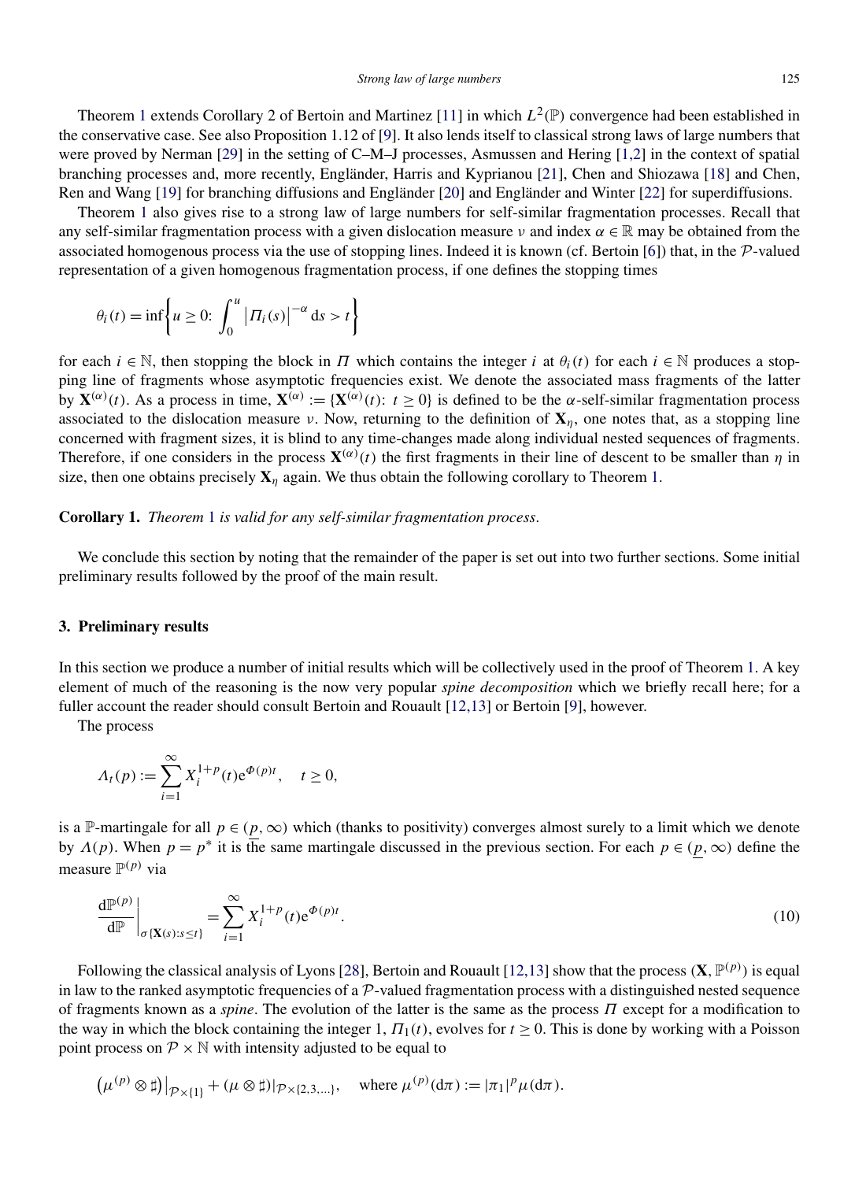Theorem 1 extends Corollary 2 of Bertoin and Martinez [11] in which $L^2(\mathbb{P})$ convergence had been established in the conservative case. See also Proposition 1.12 of [9]. It also lends itself to classical strong laws of large numbers that were proved by Nerman [29] in the setting of C–M–J processes, Asmussen and Hering [1,2] in the context of spatial branching processes and, more recently, Engländer, Harris and Kyprianou [21], Chen and Shiozawa [18] and Chen, Ren and Wang [19] for branching diffusions and Engländer [20] and Engländer and Winter [22] for superdiffusions.

Theorem 1 also gives rise to a strong law of large numbers for self-similar fragmentation processes. Recall that any self-similar fragmentation process with a given dislocation measure $\nu$ and index $\alpha \in \mathbb{R}$ may be obtained from the associated homogenous process via the use of stopping lines. Indeed it is known (cf. Bertoin [6]) that, in the $\mathcal{P}$-valued representation of a given homogenous fragmentation process, if one defines the stopping times

$$\theta_i(t) = \inf\left\{u \geq 0\colon \int_0^u \left|\Pi_i(s)\right|^{-\alpha} \mathrm{d}s > t\right\}$$

for each $i \in \mathbb{N}$, then stopping the block in $\Pi$ which contains the integer $i$ at $\theta_i(t)$ for each $i \in \mathbb{N}$ produces a stopping line of fragments whose asymptotic frequencies exist. We denote the associated mass fragments of the latter by $\mathbf{X}^{(\alpha)}(t)$. As a process in time, $\mathbf{X}^{(\alpha)} := \{\mathbf{X}^{(\alpha)}(t)\colon t \geq 0\}$ is defined to be the $\alpha$-self-similar fragmentation process associated to the dislocation measure $\nu$. Now, returning to the definition of $\mathbf{X}_\eta$, one notes that, as a stopping line concerned with fragment sizes, it is blind to any time-changes made along individual nested sequences of fragments. Therefore, if one considers in the process $\mathbf{X}^{(\alpha)}(t)$ the first fragments in their line of descent to be smaller than $\eta$ in size, then one obtains precisely $\mathbf{X}_\eta$ again. We thus obtain the following corollary to Theorem 1.

**Corollary 1.** *Theorem 1 is valid for any self-similar fragmentation process.*

We conclude this section by noting that the remainder of the paper is set out into two further sections. Some initial preliminary results followed by the proof of the main result.

## 3. Preliminary results

In this section we produce a number of initial results which will be collectively used in the proof of Theorem 1. A key element of much of the reasoning is the now very popular *spine decomposition* which we briefly recall here; for a fuller account the reader should consult Bertoin and Rouault [12,13] or Bertoin [9], however.

The process

$$\Lambda_t(p) := \sum_{i=1}^{\infty} X_i^{1+p}(t)\mathrm{e}^{\Phi(p)t}, \quad t \geq 0,$$

is a $\mathbb{P}$-martingale for all $p \in (\underline{p}, \infty)$ which (thanks to positivity) converges almost surely to a limit which we denote by $\Lambda(p)$. When $p = p^*$ it is the same martingale discussed in the previous section. For each $p \in (\underline{p}, \infty)$ define the measure $\mathbb{P}^{(p)}$ via

$$\left.\frac{\mathrm{d}\mathbb{P}^{(p)}}{\mathrm{d}\mathbb{P}}\right|_{\sigma\{\mathbf{X}(s)\colon s \leq t\}} = \sum_{i=1}^{\infty} X_i^{1+p}(t)\mathrm{e}^{\Phi(p)t}. \tag{10}$$

Following the classical analysis of Lyons [28], Bertoin and Rouault [12,13] show that the process $(\mathbf{X}, \mathbb{P}^{(p)})$ is equal in law to the ranked asymptotic frequencies of a $\mathcal{P}$-valued fragmentation process with a distinguished nested sequence of fragments known as a *spine*. The evolution of the latter is the same as the process $\Pi$ except for a modification to the way in which the block containing the integer 1, $\Pi_1(t)$, evolves for $t \geq 0$. This is done by working with a Poisson point process on $\mathcal{P} \times \mathbb{N}$ with intensity adjusted to be equal to

$$\left(\mu^{(p)} \otimes \sharp\right)\big|_{\mathcal{P}\times\{1\}} + (\mu \otimes \sharp)|_{\mathcal{P}\times\{2,3,\ldots\}}, \quad \text{where } \mu^{(p)}(\mathrm{d}\pi) := |\pi_1|^p \mu(\mathrm{d}\pi).$$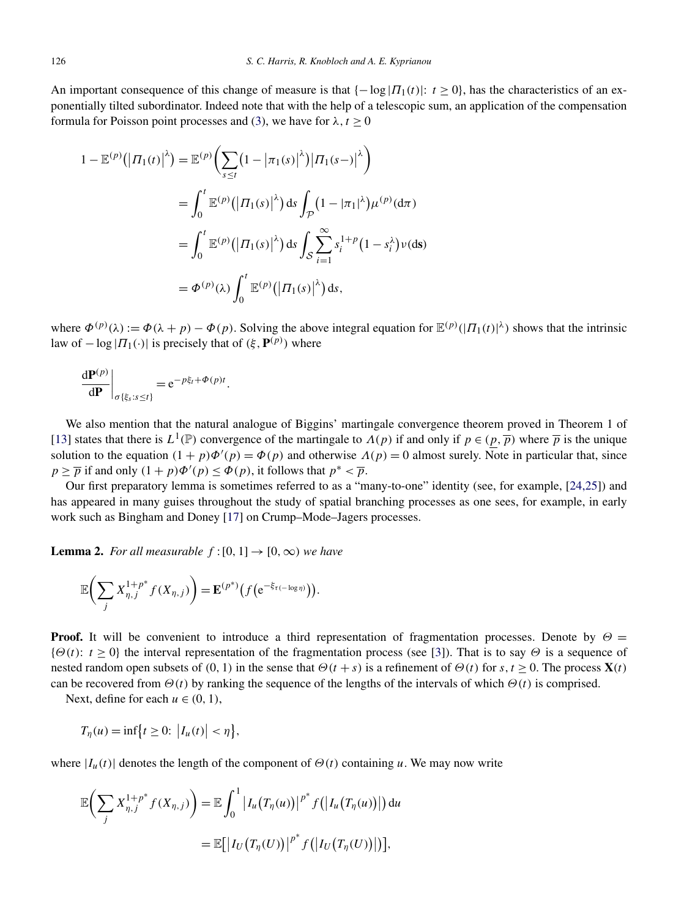An important consequence of this change of measure is that $\{-\log|\Pi_1(t)|: t \geq 0\}$, has the characteristics of an exponentially tilted subordinator. Indeed note that with the help of a telescopic sum, an application of the compensation formula for Poisson point processes and (3), we have for $\lambda, t \geq 0$

$$
\begin{aligned}
1 - \mathbb{E}^{(p)}\big(\big|\Pi_1(t)\big|^{\lambda}\big) &= \mathbb{E}^{(p)}\bigg(\sum_{s \leq t}\big(1 - \big|\pi_1(s)\big|^{\lambda}\big)\big|\Pi_1(s-)\big|^{\lambda}\bigg) \\
&= \int_0^t \mathbb{E}^{(p)}\big(\big|\Pi_1(s)\big|^{\lambda}\big)\,\mathrm{d}s \int_{\mathcal{P}}\big(1 - |\pi_1|^{\lambda}\big)\mu^{(p)}(\mathrm{d}\pi) \\
&= \int_0^t \mathbb{E}^{(p)}\big(\big|\Pi_1(s)\big|^{\lambda}\big)\,\mathrm{d}s \int_{\mathcal{S}}\sum_{i=1}^{\infty} s_i^{1+p}\big(1 - s_i^{\lambda}\big)\nu(\mathrm{d}\mathbf{s}) \\
&= \Phi^{(p)}(\lambda)\int_0^t \mathbb{E}^{(p)}\big(\big|\Pi_1(s)\big|^{\lambda}\big)\,\mathrm{d}s,
\end{aligned}
$$

where $\Phi^{(p)}(\lambda) := \Phi(\lambda + p) - \Phi(p)$. Solving the above integral equation for $\mathbb{E}^{(p)}(|\Pi_1(t)|^{\lambda})$ shows that the intrinsic law of $-\log|\Pi_1(\cdot)|$ is precisely that of $(\xi, \mathbf{P}^{(p)})$ where

$$
\frac{\mathrm{d}\mathbf{P}^{(p)}}{\mathrm{d}\mathbf{P}}\bigg|_{\sigma\{\xi_s: s \leq t\}} = \mathrm{e}^{-p\xi_t + \Phi(p)t}.
$$

We also mention that the natural analogue of Biggins' martingale convergence theorem proved in Theorem 1 of [13] states that there is $L^1(\mathbb{P})$ convergence of the martingale to $\Lambda(p)$ if and only if $p \in (\underline{p}, \overline{p})$ where $\overline{p}$ is the unique solution to the equation $(1+p)\Phi'(p) = \Phi(p)$ and otherwise $\Lambda(p) = 0$ almost surely. Note in particular that, since $p \geq \overline{p}$ if and only $(1+p)\Phi'(p) \leq \Phi(p)$, it follows that $p^* < \overline{p}$.

Our first preparatory lemma is sometimes referred to as a "many-to-one" identity (see, for example, [24,25]) and has appeared in many guises throughout the study of spatial branching processes as one sees, for example, in early work such as Bingham and Doney [17] on Crump–Mode–Jagers processes.

**Lemma 2.** *For all measurable $f: [0,1] \to [0,\infty)$ we have*

$$
\mathbb{E}\bigg(\sum_j X_{\eta,j}^{1+p^*} f(X_{\eta,j})\bigg) = \mathbf{E}^{(p^*)}\big(f\big(\mathrm{e}^{-\xi_{\tau(-\log\eta)}}\big)\big).
$$

**Proof.** It will be convenient to introduce a third representation of fragmentation processes. Denote by $\Theta = \{\Theta(t): t \geq 0\}$ the interval representation of the fragmentation process (see [3]). That is to say $\Theta$ is a sequence of nested random open subsets of $(0,1)$ in the sense that $\Theta(t+s)$ is a refinement of $\Theta(t)$ for $s, t \geq 0$. The process $\mathbf{X}(t)$ can be recovered from $\Theta(t)$ by ranking the sequence of the lengths of the intervals of which $\Theta(t)$ is comprised.

Next, define for each $u \in (0,1)$,

$$
T_\eta(u) = \inf\big\{t \geq 0: \big|I_u(t)\big| < \eta\big\},
$$

where $|I_u(t)|$ denotes the length of the component of $\Theta(t)$ containing $u$. We may now write

$$
\begin{aligned}
\mathbb{E}\bigg(\sum_j X_{\eta,j}^{1+p^*} f(X_{\eta,j})\bigg) &= \mathbb{E}\int_0^1 \big|I_u\big(T_\eta(u)\big)\big|^{p^*} f\big(\big|I_u\big(T_\eta(u)\big)\big|\big)\,\mathrm{d}u \\
&= \mathbb{E}\big[\big|I_U\big(T_\eta(U)\big)\big|^{p^*} f\big(\big|I_U\big(T_\eta(U)\big)\big|\big)\big],
\end{aligned}
$$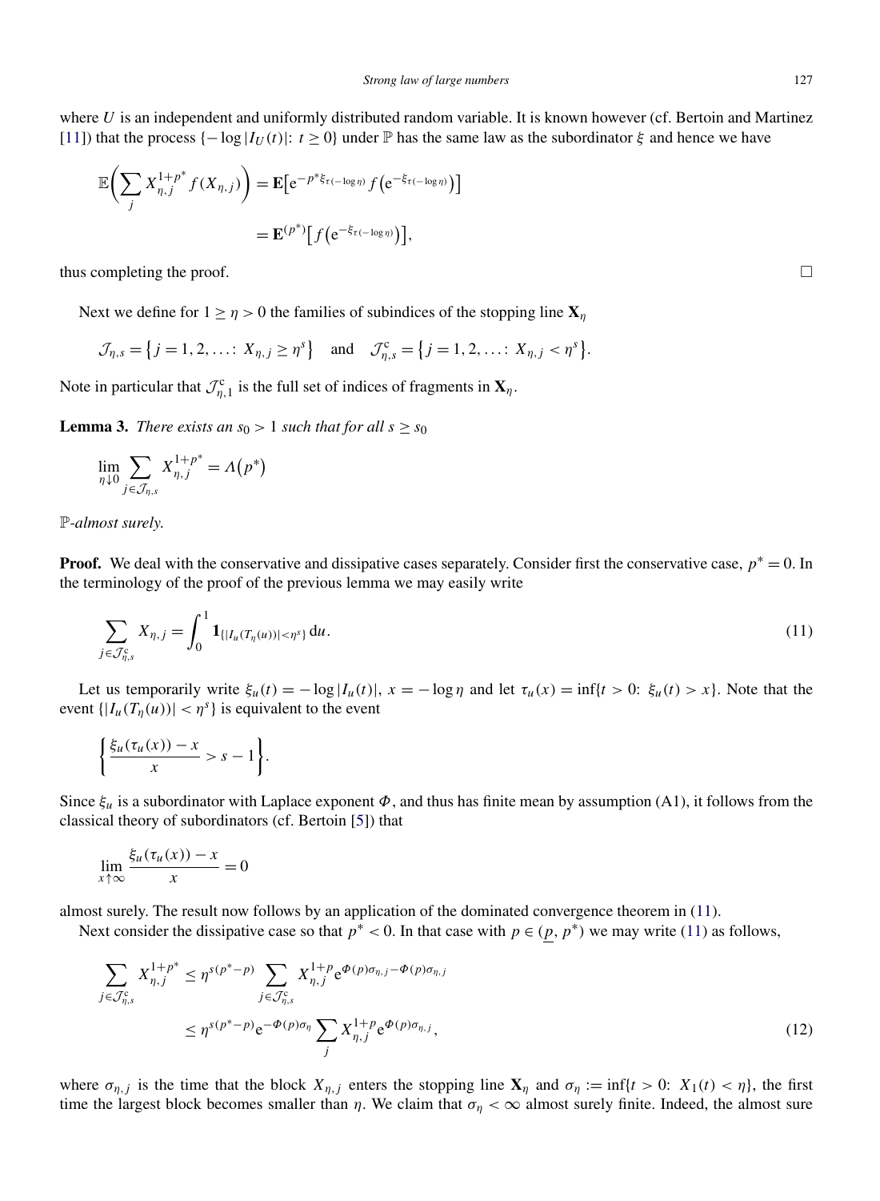where $U$ is an independent and uniformly distributed random variable. It is known however (cf. Bertoin and Martinez [11]) that the process $\{-\log|I_U(t)|: t \geq 0\}$ under $\mathbb{P}$ has the same law as the subordinator $\xi$ and hence we have

$$\mathbb{E}\biggl(\sum_j X_{\eta,j}^{1+p^*} f(X_{\eta,j})\biggr) = \mathbf{E}\bigl[\mathrm{e}^{-p^*\xi_{\tau(-\log\eta)}} f\bigl(\mathrm{e}^{-\xi_{\tau(-\log\eta)}}\bigr)\bigr]$$
$$= \mathbf{E}^{(p^*)}\bigl[f\bigl(\mathrm{e}^{-\xi_{\tau(-\log\eta)}}\bigr)\bigr],$$

thus completing the proof. $\square$

Next we define for $1 \geq \eta > 0$ the families of subindices of the stopping line $\mathbf{X}_\eta$

$$\mathcal{J}_{\eta,s} = \bigl\{j = 1, 2, \ldots\colon X_{\eta,j} \geq \eta^s\bigr\} \quad \text{and} \quad \mathcal{J}_{\eta,s}^{\mathrm{c}} = \bigl\{j = 1, 2, \ldots\colon X_{\eta,j} < \eta^s\bigr\}.$$

Note in particular that $\mathcal{J}_{\eta,1}^{\mathrm{c}}$ is the full set of indices of fragments in $\mathbf{X}_\eta$.

**Lemma 3.** *There exists an $s_0 > 1$ such that for all $s \geq s_0$*

$$\lim_{\eta\downarrow 0} \sum_{j\in\mathcal{J}_{\eta,s}} X_{\eta,j}^{1+p^*} = \Lambda\bigl(p^*\bigr)$$

*$\mathbb{P}$-almost surely.*

**Proof.** We deal with the conservative and dissipative cases separately. Consider first the conservative case, $p^* = 0$. In the terminology of the proof of the previous lemma we may easily write

$$\sum_{j\in\mathcal{J}_{\eta,s}^{\mathrm{c}}} X_{\eta,j} = \int_0^1 \mathbf{1}_{\{|I_u(T_\eta(u))| < \eta^s\}}\,\mathrm{d}u. \tag{11}$$

Let us temporarily write $\xi_u(t) = -\log|I_u(t)|$, $x = -\log\eta$ and let $\tau_u(x) = \inf\{t > 0\colon \xi_u(t) > x\}$. Note that the event $\{|I_u(T_\eta(u))| < \eta^s\}$ is equivalent to the event

$$\biggl\{\frac{\xi_u(\tau_u(x)) - x}{x} > s - 1\biggr\}.$$

Since $\xi_u$ is a subordinator with Laplace exponent $\Phi$, and thus has finite mean by assumption (A1), it follows from the classical theory of subordinators (cf. Bertoin [5]) that

$$\lim_{x\uparrow\infty} \frac{\xi_u(\tau_u(x)) - x}{x} = 0$$

almost surely. The result now follows by an application of the dominated convergence theorem in (11).

Next consider the dissipative case so that $p^* < 0$. In that case with $p \in (\underline{p}, p^*)$ we may write (11) as follows,

$$\sum_{j\in\mathcal{J}_{\eta,s}^{\mathrm{c}}} X_{\eta,j}^{1+p^*} \leq \eta^{s(p^*-p)} \sum_{j\in\mathcal{J}_{\eta,s}^{\mathrm{c}}} X_{\eta,j}^{1+p} \mathrm{e}^{\Phi(p)\sigma_{\eta,j} - \Phi(p)\sigma_{\eta,j}}$$
$$\leq \eta^{s(p^*-p)} \mathrm{e}^{-\Phi(p)\sigma_\eta} \sum_j X_{\eta,j}^{1+p} \mathrm{e}^{\Phi(p)\sigma_{\eta,j}}, \tag{12}$$

where $\sigma_{\eta,j}$ is the time that the block $X_{\eta,j}$ enters the stopping line $\mathbf{X}_\eta$ and $\sigma_\eta := \inf\{t > 0\colon X_1(t) < \eta\}$, the first time the largest block becomes smaller than $\eta$. We claim that $\sigma_\eta < \infty$ almost surely finite. Indeed, the almost sure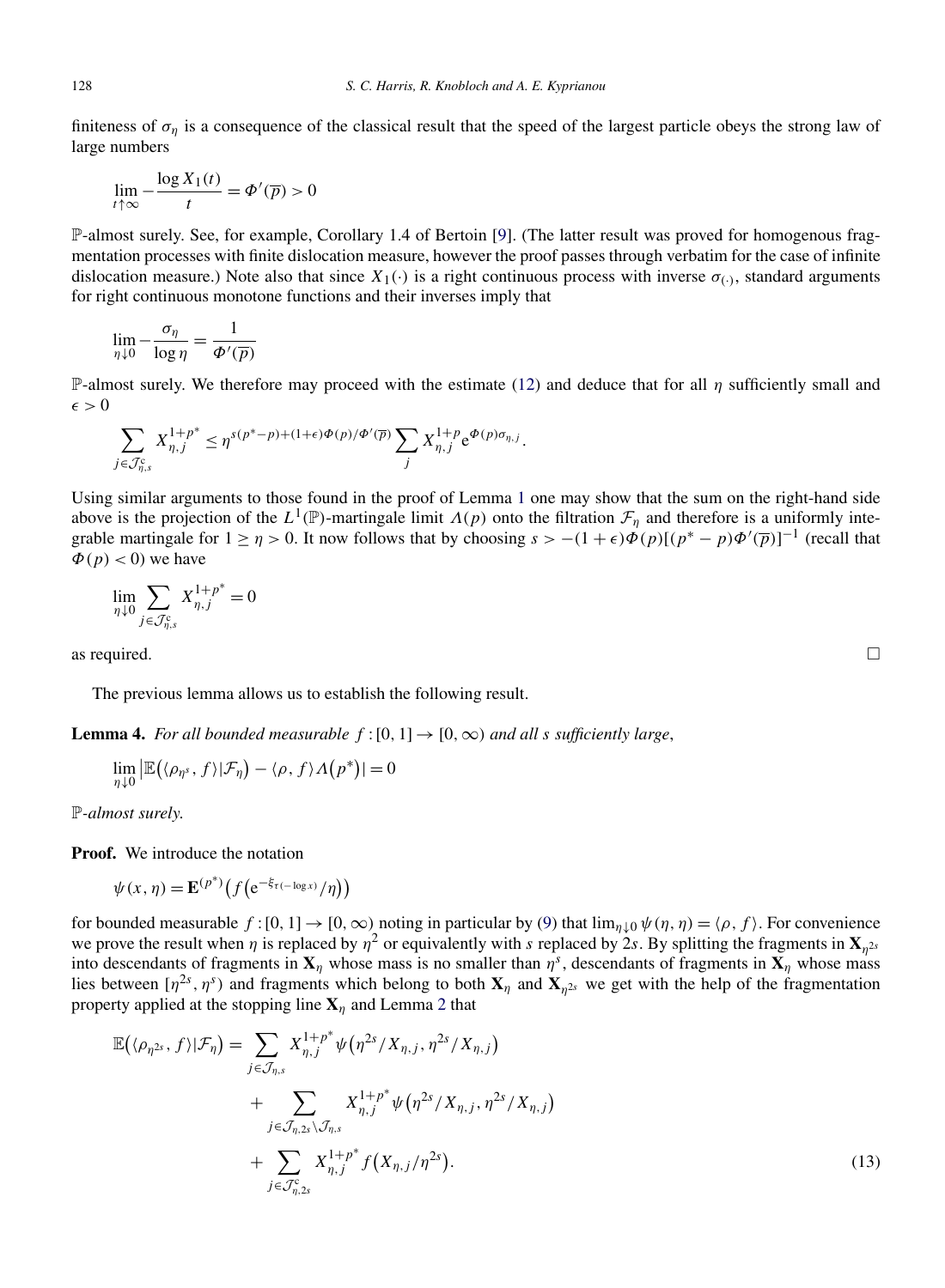finiteness of $\sigma_\eta$ is a consequence of the classical result that the speed of the largest particle obeys the strong law of large numbers

$$\lim_{t\uparrow\infty} -\frac{\log X_1(t)}{t} = \Phi'(\overline{p}) > 0$$

$\mathbb{P}$-almost surely. See, for example, Corollary 1.4 of Bertoin [9]. (The latter result was proved for homogenous fragmentation processes with finite dislocation measure, however the proof passes through verbatim for the case of infinite dislocation measure.) Note also that since $X_1(\cdot)$ is a right continuous process with inverse $\sigma_{(\cdot)}$, standard arguments for right continuous monotone functions and their inverses imply that

$$\lim_{\eta\downarrow 0} -\frac{\sigma_\eta}{\log\eta} = \frac{1}{\Phi'(\overline{p})}$$

$\mathbb{P}$-almost surely. We therefore may proceed with the estimate (12) and deduce that for all $\eta$ sufficiently small and $\epsilon > 0$

$$\sum_{j\in\mathcal{J}^c_{\eta,s}} X^{1+p^*}_{\eta,j} \le \eta^{s(p^*-p)+(1+\epsilon)\Phi(p)/\Phi'(\overline{p})} \sum_j X^{1+p}_{\eta,j}\mathrm{e}^{\Phi(p)\sigma_{\eta,j}}.$$

Using similar arguments to those found in the proof of Lemma 1 one may show that the sum on the right-hand side above is the projection of the $L^1(\mathbb{P})$-martingale limit $\Lambda(p)$ onto the filtration $\mathcal{F}_\eta$ and therefore is a uniformly integrable martingale for $1\ge\eta>0$. It now follows that by choosing $s > -(1+\epsilon)\Phi(p)[(p^*-p)\Phi'(\overline{p})]^{-1}$ (recall that $\Phi(p)<0$) we have

$$\lim_{\eta\downarrow 0}\sum_{j\in\mathcal{J}^c_{\eta,s}} X^{1+p^*}_{\eta,j} = 0$$

as required. □

The previous lemma allows us to establish the following result.

**Lemma 4.** *For all bounded measurable* $f:[0,1]\to[0,\infty)$ *and all* $s$ *sufficiently large*,

$$\lim_{\eta\downarrow 0}\left|\mathbb{E}\left(\langle\rho_{\eta^s}, f\rangle|\mathcal{F}_\eta\right) - \langle\rho, f\rangle\Lambda\left(p^*\right)\right| = 0$$

$\mathbb{P}$*-almost surely.*

**Proof.** We introduce the notation

$$\psi(x,\eta) = \mathbf{E}^{(p^*)}\left(f\left(\mathrm{e}^{-\xi_{\tau(-\log x)}}/\eta\right)\right)$$

for bounded measurable $f:[0,1]\to[0,\infty)$ noting in particular by (9) that $\lim_{\eta\downarrow 0}\psi(\eta,\eta) = \langle\rho, f\rangle$. For convenience we prove the result when $\eta$ is replaced by $\eta^2$ or equivalently with $s$ replaced by $2s$. By splitting the fragments in $\mathbf{X}_{\eta^{2s}}$ into descendants of fragments in $\mathbf{X}_\eta$ whose mass is no smaller than $\eta^s$, descendants of fragments in $\mathbf{X}_\eta$ whose mass lies between $[\eta^{2s}, \eta^s)$ and fragments which belong to both $\mathbf{X}_\eta$ and $\mathbf{X}_{\eta^{2s}}$ we get with the help of the fragmentation property applied at the stopping line $\mathbf{X}_\eta$ and Lemma 2 that

$$\begin{aligned}
\mathbb{E}\left(\langle\rho_{\eta^{2s}}, f\rangle|\mathcal{F}_\eta\right) = &\sum_{j\in\mathcal{J}_{\eta,s}} X^{1+p^*}_{\eta,j}\psi\left(\eta^{2s}/X_{\eta,j}, \eta^{2s}/X_{\eta,j}\right) \\
&+ \sum_{j\in\mathcal{J}_{\eta,2s}\setminus\mathcal{J}_{\eta,s}} X^{1+p^*}_{\eta,j}\psi\left(\eta^{2s}/X_{\eta,j}, \eta^{2s}/X_{\eta,j}\right) \\
&+ \sum_{j\in\mathcal{J}^c_{\eta,2s}} X^{1+p^*}_{\eta,j} f\left(X_{\eta,j}/\eta^{2s}\right).
\end{aligned} \tag{13}$$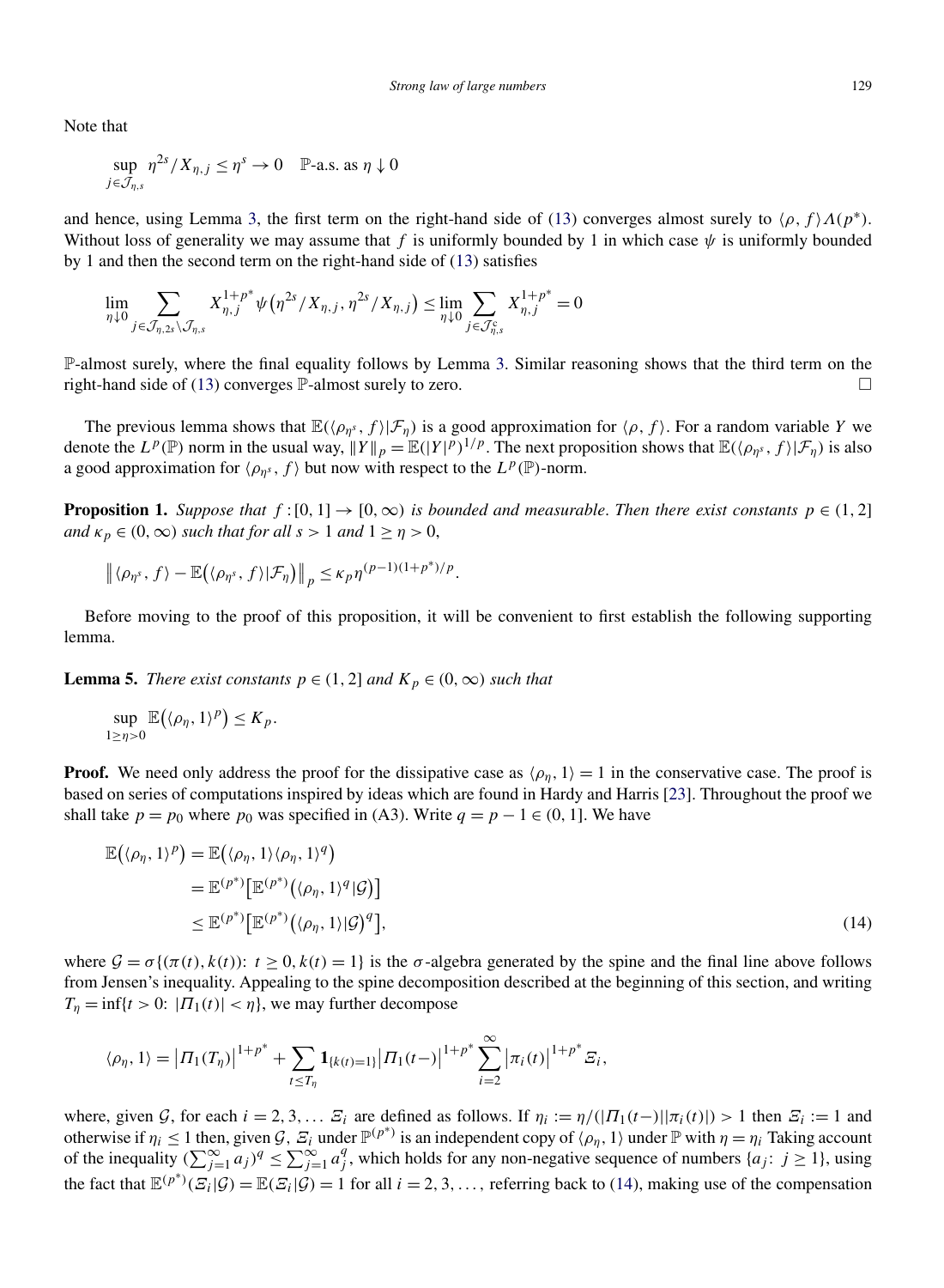Note that

$$\sup_{j\in\mathcal{J}_{\eta,s}} \eta^{2s}/X_{\eta,j} \le \eta^s \to 0 \quad \mathbb{P}\text{-a.s. as } \eta\downarrow 0$$

and hence, using Lemma 3, the first term on the right-hand side of (13) converges almost surely to $\langle\rho, f\rangle\Lambda(p^*)$. Without loss of generality we may assume that $f$ is uniformly bounded by 1 in which case $\psi$ is uniformly bounded by 1 and then the second term on the right-hand side of (13) satisfies

$$\lim_{\eta\downarrow 0}\sum_{j\in\mathcal{J}_{\eta,2s}\setminus\mathcal{J}_{\eta,s}} X_{\eta,j}^{1+p^*}\psi\big(\eta^{2s}/X_{\eta,j}, \eta^{2s}/X_{\eta,j}\big) \le \lim_{\eta\downarrow 0}\sum_{j\in\mathcal{J}^{c}_{\eta,s}} X_{\eta,j}^{1+p^*} = 0$$

$\mathbb{P}$-almost surely, where the final equality follows by Lemma 3. Similar reasoning shows that the third term on the right-hand side of (13) converges $\mathbb{P}$-almost surely to zero. □

The previous lemma shows that $\mathbb{E}(\langle\rho_{\eta^s}, f\rangle|\mathcal{F}_\eta)$ is a good approximation for $\langle\rho, f\rangle$. For a random variable $Y$ we denote the $L^p(\mathbb{P})$ norm in the usual way, $\|Y\|_p = \mathbb{E}(|Y|^p)^{1/p}$. The next proposition shows that $\mathbb{E}(\langle\rho_{\eta^s}, f\rangle|\mathcal{F}_\eta)$ is also a good approximation for $\langle\rho_{\eta^s}, f\rangle$ but now with respect to the $L^p(\mathbb{P})$-norm.

**Proposition 1.** *Suppose that $f:[0,1]\to[0,\infty)$ is bounded and measurable. Then there exist constants $p\in(1,2]$ and $\kappa_p\in(0,\infty)$ such that for all $s>1$ and $1\ge\eta>0$,*

$$\big\|\langle\rho_{\eta^s}, f\rangle - \mathbb{E}\big(\langle\rho_{\eta^s}, f\rangle|\mathcal{F}_\eta\big)\big\|_p \le \kappa_p\eta^{(p-1)(1+p^*)/p}.$$

Before moving to the proof of this proposition, it will be convenient to first establish the following supporting lemma.

**Lemma 5.** *There exist constants $p\in(1,2]$ and $K_p\in(0,\infty)$ such that*

$$\sup_{1\ge\eta>0}\mathbb{E}\big(\langle\rho_\eta, 1\rangle^p\big)\le K_p.$$

**Proof.** We need only address the proof for the dissipative case as $\langle\rho_\eta, 1\rangle = 1$ in the conservative case. The proof is based on series of computations inspired by ideas which are found in Hardy and Harris [23]. Throughout the proof we shall take $p = p_0$ where $p_0$ was specified in (A3). Write $q = p-1\in(0,1]$. We have

$$\begin{aligned}
\mathbb{E}\big(\langle\rho_\eta, 1\rangle^p\big) &= \mathbb{E}\big(\langle\rho_\eta, 1\rangle\langle\rho_\eta, 1\rangle^q\big)\\
&= \mathbb{E}^{(p^*)}\big[\mathbb{E}^{(p^*)}\big(\langle\rho_\eta, 1\rangle^q|\mathcal{G}\big)\big]\\
&\le \mathbb{E}^{(p^*)}\big[\mathbb{E}^{(p^*)}\big(\langle\rho_\eta, 1\rangle|\mathcal{G}\big)^q\big],
\end{aligned}\tag{14}$$

where $\mathcal{G} = \sigma\{(\pi(t), k(t))\colon t\ge 0, k(t) = 1\}$ is the $\sigma$-algebra generated by the spine and the final line above follows from Jensen's inequality. Appealing to the spine decomposition described at the beginning of this section, and writing $T_\eta = \inf\{t>0\colon |\Pi_1(t)|<\eta\}$, we may further decompose

$$\langle\rho_\eta, 1\rangle = \big|\Pi_1(T_\eta)\big|^{1+p^*} + \sum_{t\le T_\eta}\mathbf{1}_{\{k(t)=1\}}\big|\Pi_1(t-)\big|^{1+p^*}\sum_{i=2}^{\infty}\big|\pi_i(t)\big|^{1+p^*}\varXi_i,$$

where, given $\mathcal{G}$, for each $i = 2,3,\ldots$ $\varXi_i$ are defined as follows. If $\eta_i := \eta/(|\Pi_1(t-)||\pi_i(t)|)>1$ then $\varXi_i := 1$ and otherwise if $\eta_i\le 1$ then, given $\mathcal{G}$, $\varXi_i$ under $\mathbb{P}^{(p^*)}$ is an independent copy of $\langle\rho_\eta, 1\rangle$ under $\mathbb{P}$ with $\eta = \eta_i$ Taking account of the inequality $(\sum_{j=1}^\infty a_j)^q\le\sum_{j=1}^\infty a_j^q$, which holds for any non-negative sequence of numbers $\{a_j\colon j\ge 1\}$, using the fact that $\mathbb{E}^{(p^*)}(\varXi_i|\mathcal{G}) = \mathbb{E}(\varXi_i|\mathcal{G}) = 1$ for all $i = 2,3,\ldots$, referring back to (14), making use of the compensation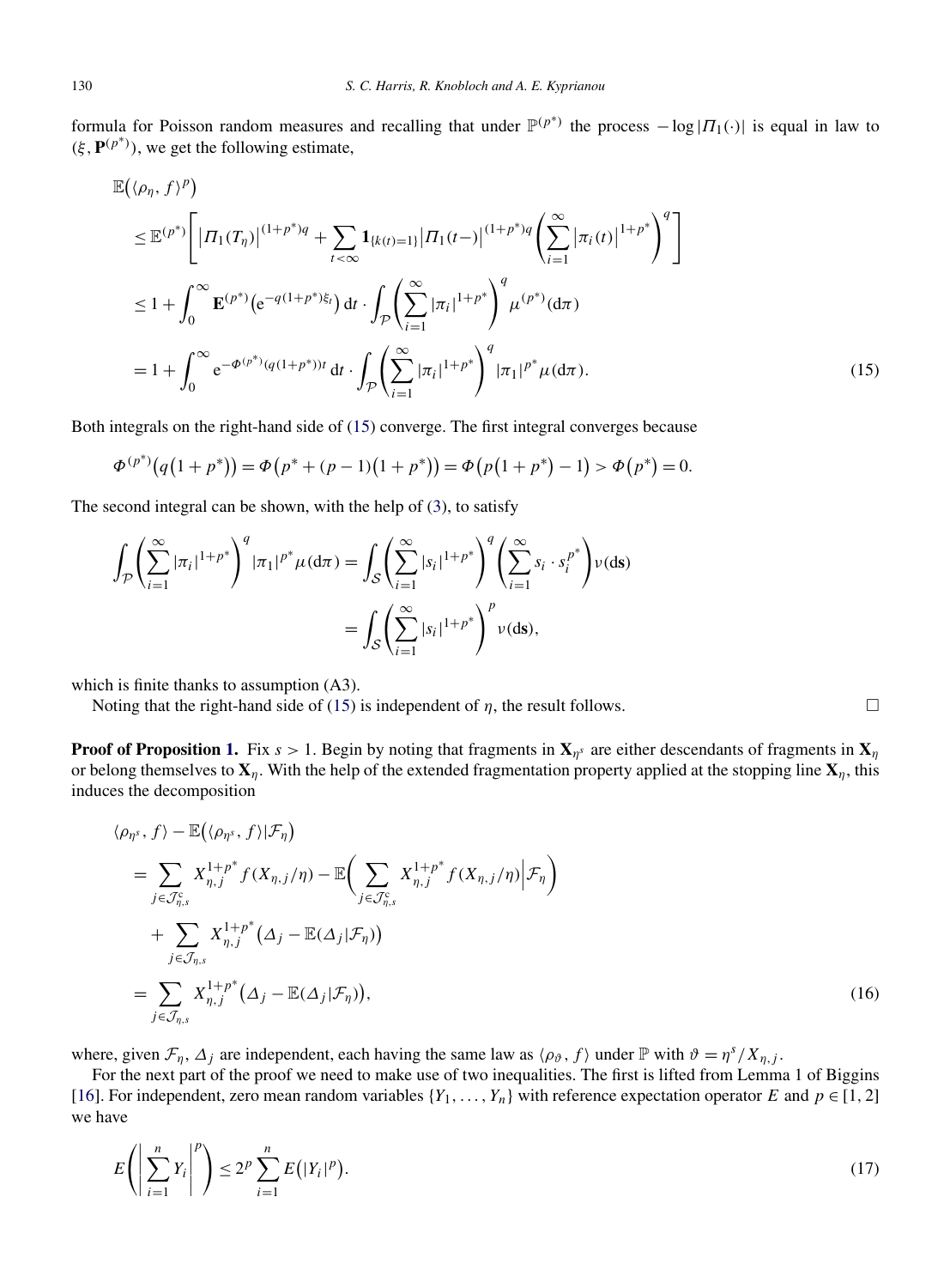formula for Poisson random measures and recalling that under $\mathbb{P}^{(p^*)}$ the process $-\log|\Pi_1(\cdot)|$ is equal in law to $(\xi, \mathbf{P}^{(p^*)})$, we get the following estimate,

$$
\begin{aligned}
&\mathbb{E}\big(\langle \rho_\eta, f\rangle^p\big)\\
&\quad\le \mathbb{E}^{(p^*)}\left[\big|\Pi_1(T_\eta)\big|^{(1+p^*)q} + \sum_{t<\infty} \mathbf{1}_{\{k(t)=1\}}\big|\Pi_1(t-)\big|^{(1+p^*)q}\left(\sum_{i=1}^\infty \big|\pi_i(t)\big|^{1+p^*}\right)^q\right]\\
&\quad\le 1 + \int_0^\infty \mathbf{E}^{(p^*)}\big(\mathrm{e}^{-q(1+p^*)\xi_t}\big)\,\mathrm{d}t \cdot \int_{\mathcal{P}}\left(\sum_{i=1}^\infty |\pi_i|^{1+p^*}\right)^q \mu^{(p^*)}(\mathrm{d}\pi)\\
&\quad= 1 + \int_0^\infty \mathrm{e}^{-\Phi^{(p^*)}(q(1+p^*))t}\,\mathrm{d}t \cdot \int_{\mathcal{P}}\left(\sum_{i=1}^\infty |\pi_i|^{1+p^*}\right)^q |\pi_1|^{p^*}\mu(\mathrm{d}\pi). \qquad (15)
\end{aligned}
$$

Both integrals on the right-hand side of (15) converge. The first integral converges because

$$
\Phi^{(p^*)}\big(q\big(1+p^*\big)\big) = \Phi\big(p^* + (p-1)\big(1+p^*\big)\big) = \Phi\big(p\big(1+p^*\big)-1\big) > \Phi\big(p^*\big) = 0.
$$

The second integral can be shown, with the help of (3), to satisfy

$$
\begin{aligned}
\int_{\mathcal{P}}\left(\sum_{i=1}^\infty |\pi_i|^{1+p^*}\right)^q |\pi_1|^{p^*}\mu(\mathrm{d}\pi) &= \int_{\mathcal{S}}\left(\sum_{i=1}^\infty |s_i|^{1+p^*}\right)^q \left(\sum_{i=1}^\infty s_i\cdot s_i^{p^*}\right)\nu(\mathrm{d}\mathbf{s})\\
&= \int_{\mathcal{S}}\left(\sum_{i=1}^\infty |s_i|^{1+p^*}\right)^p \nu(\mathrm{d}\mathbf{s}),
\end{aligned}
$$

which is finite thanks to assumption (A3).

Noting that the right-hand side of (15) is independent of $\eta$, the result follows. $\square$

**Proof of Proposition 1.** Fix $s > 1$. Begin by noting that fragments in $\mathbf{X}_{\eta^s}$ are either descendants of fragments in $\mathbf{X}_\eta$ or belong themselves to $\mathbf{X}_\eta$. With the help of the extended fragmentation property applied at the stopping line $\mathbf{X}_\eta$, this induces the decomposition

$$
\begin{aligned}
&\langle \rho_{\eta^s}, f\rangle - \mathbb{E}\big(\langle \rho_{\eta^s}, f\rangle|\mathcal{F}_\eta\big)\\
&\quad= \sum_{j\in\mathcal{J}_{\eta,s}^c} X_{\eta,j}^{1+p^*} f(X_{\eta,j}/\eta) - \mathbb{E}\bigg(\sum_{j\in\mathcal{J}_{\eta,s}^c} X_{\eta,j}^{1+p^*} f(X_{\eta,j}/\eta)\Big|\mathcal{F}_\eta\bigg)\\
&\qquad+ \sum_{j\in\mathcal{J}_{\eta,s}} X_{\eta,j}^{1+p^*}\big(\Delta_j - \mathbb{E}(\Delta_j|\mathcal{F}_\eta)\big)\\
&\quad= \sum_{j\in\mathcal{J}_{\eta,s}} X_{\eta,j}^{1+p^*}\big(\Delta_j - \mathbb{E}(\Delta_j|\mathcal{F}_\eta)\big), \qquad (16)
\end{aligned}
$$

where, given $\mathcal{F}_\eta$, $\Delta_j$ are independent, each having the same law as $\langle \rho_\vartheta, f\rangle$ under $\mathbb{P}$ with $\vartheta = \eta^s/X_{\eta,j}$.

For the next part of the proof we need to make use of two inequalities. The first is lifted from Lemma 1 of Biggins [16]. For independent, zero mean random variables $\{Y_1,\dots,Y_n\}$ with reference expectation operator $E$ and $p\in[1,2]$ we have

$$
E\left(\left|\sum_{i=1}^n Y_i\right|^p\right) \le 2^p \sum_{i=1}^n E\big(|Y_i|^p\big). \qquad (17)
$$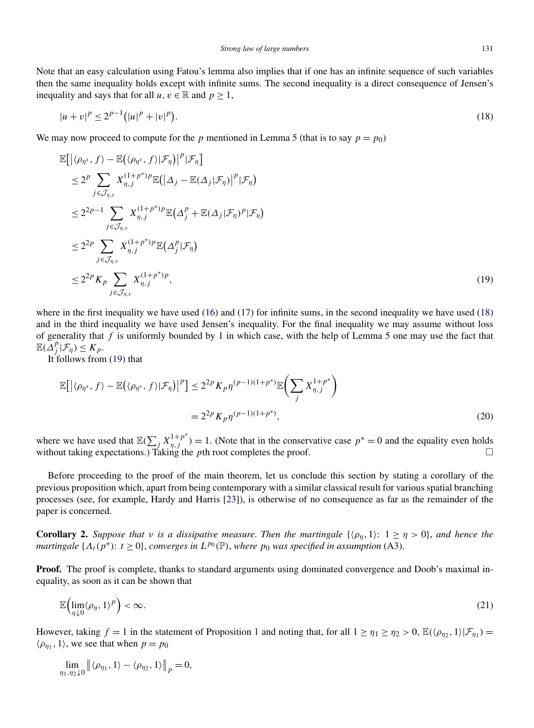Note that an easy calculation using Fatou's lemma also implies that if one has an infinite sequence of such variables then the same inequality holds except with infinite sums. The second inequality is a direct consequence of Jensen's inequality and says that for all $u, v \in \mathbb{R}$ and $p \geq 1$,

$$|u+v|^p \leq 2^{p-1}\big(|u|^p + |v|^p\big). \tag{18}$$

We may now proceed to compute for the $p$ mentioned in Lemma 5 (that is to say $p = p_0$)

$$\begin{aligned}
&\mathbb{E}\big[\big|\langle \rho_{\eta^s}, f\rangle - \mathbb{E}\big(\langle \rho_{\eta^s}, f\rangle | \mathcal{F}_\eta\big)\big|^p | \mathcal{F}_\eta\big] \\
&\quad \leq 2^p \sum_{j\in\mathcal{J}_{\eta,s}} X_{\eta,j}^{(1+p^*)p} \mathbb{E}\big(\big|\Delta_j - \mathbb{E}(\Delta_j|\mathcal{F}_\eta)\big|^p | \mathcal{F}_\eta\big) \\
&\quad \leq 2^{2p-1} \sum_{j\in\mathcal{J}_{\eta,s}} X_{\eta,j}^{(1+p^*)p} \mathbb{E}\big(\Delta_j^p + \mathbb{E}(\Delta_j|\mathcal{F}_\eta)^p | \mathcal{F}_\eta\big) \\
&\quad \leq 2^{2p} \sum_{j\in\mathcal{J}_{\eta,s}} X_{\eta,j}^{(1+p^*)p} \mathbb{E}\big(\Delta_j^p | \mathcal{F}_\eta\big) \\
&\quad \leq 2^{2p} K_p \sum_{j\in\mathcal{J}_{\eta,s}} X_{\eta,j}^{(1+p^*)p},
\end{aligned} \tag{19}$$

where in the first inequality we have used (16) and (17) for infinite sums, in the second inequality we have used (18) and in the third inequality we have used Jensen's inequality. For the final inequality we may assume without loss of generality that $f$ is uniformly bounded by 1 in which case, with the help of Lemma 5 one may use the fact that $\mathbb{E}(\Delta_j^p|\mathcal{F}_\eta) \leq K_p$.

It follows from (19) that

$$\begin{aligned}
\mathbb{E}\big[\big|\langle \rho_{\eta^s}, f\rangle - \mathbb{E}\big(\langle \rho_{\eta^s}, f\rangle | \mathcal{F}_\eta\big)\big|^p\big] &\leq 2^{2p} K_p \eta^{(p-1)(1+p^*)} \mathbb{E}\bigg(\sum_j X_{\eta,j}^{1+p^*}\bigg) \\
&= 2^{2p} K_p \eta^{(p-1)(1+p^*)},
\end{aligned} \tag{20}$$

where we have used that $\mathbb{E}(\sum_j X_{\eta,j}^{1+p^*}) = 1$. (Note that in the conservative case $p^* = 0$ and the equality even holds without taking expectations.) Taking the $p$th root completes the proof. $\square$

Before proceeding to the proof of the main theorem, let us conclude this section by stating a corollary of the previous proposition which, apart from being contemporary with a similar classical result for various spatial branching processes (see, for example, Hardy and Harris [23]), is otherwise of no consequence as far as the remainder of the paper is concerned.

**Corollary 2.** *Suppose that $\nu$ is a dissipative measure. Then the martingale $\{\langle \rho_\eta, 1\rangle\colon 1 \geq \eta > 0\}$, and hence the martingale $\{\Lambda_t(p^*)\colon t \geq 0\}$, converges in $L^{p_0}(\mathbb{P})$, where $p_0$ was specified in assumption* (A3).

**Proof.** The proof is complete, thanks to standard arguments using dominated convergence and Doob's maximal inequality, as soon as it can be shown that

$$\mathbb{E}\Big(\lim_{\eta\downarrow 0} \langle \rho_\eta, 1\rangle^p\Big) < \infty. \tag{21}$$

However, taking $f = 1$ in the statement of Proposition 1 and noting that, for all $1 \geq \eta_1 \geq \eta_2 > 0$, $\mathbb{E}(\langle \rho_{\eta_2}, 1\rangle | \mathcal{F}_{\eta_1}) = \langle \rho_{\eta_1}, 1\rangle$, we see that when $p = p_0$

$$\lim_{\eta_1,\eta_2\downarrow 0} \big\| \langle \rho_{\eta_1}, 1\rangle - \langle \rho_{\eta_2}, 1\rangle \big\|_p = 0,$$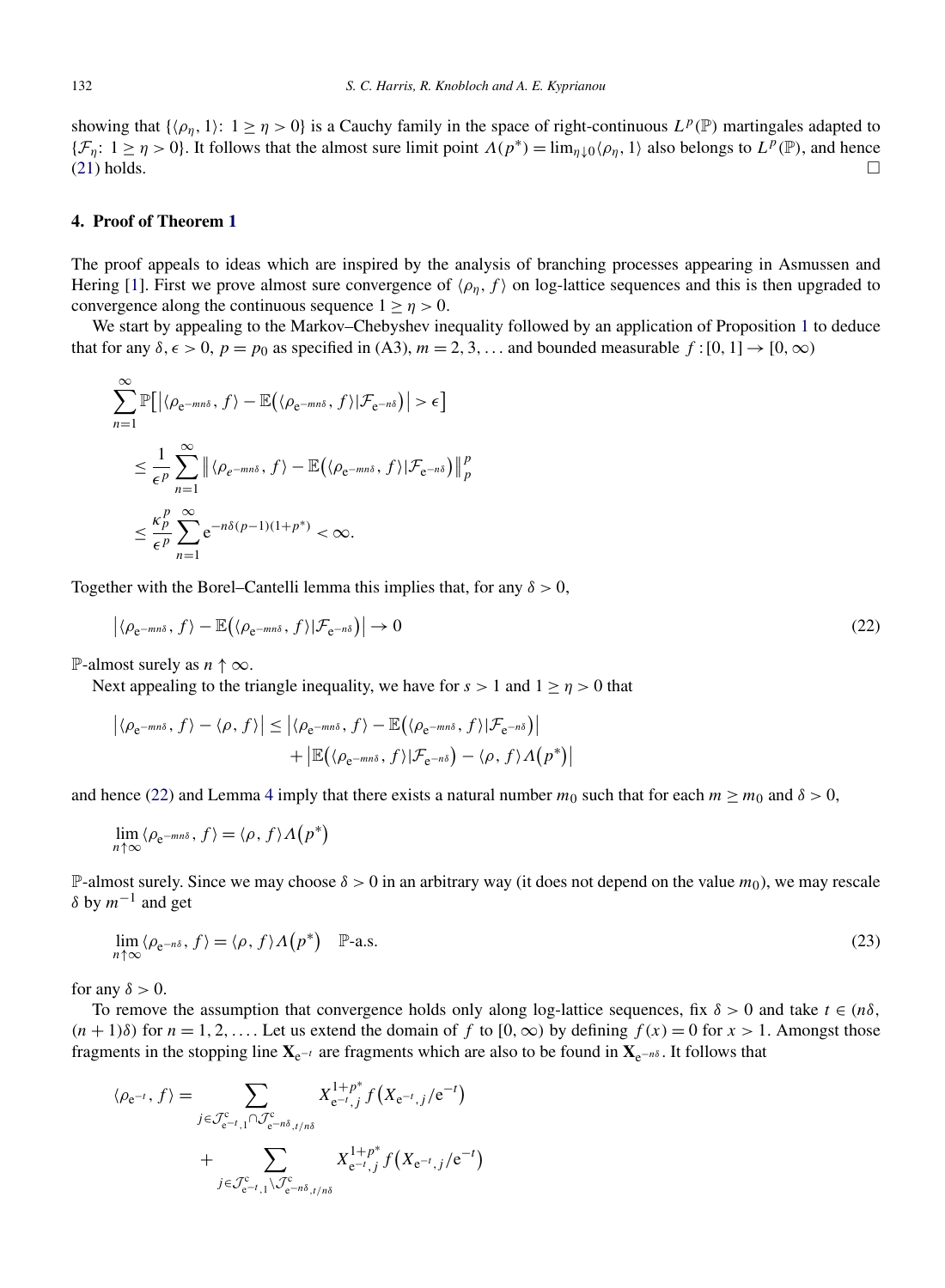showing that $\{\langle \rho_\eta, 1\rangle\colon 1 \geq \eta > 0\}$ is a Cauchy family in the space of right-continuous $L^p(\mathbb{P})$ martingales adapted to $\{\mathcal{F}_\eta\colon 1 \geq \eta > 0\}$. It follows that the almost sure limit point $\Lambda(p^*) = \lim_{\eta \downarrow 0} \langle \rho_\eta, 1\rangle$ also belongs to $L^p(\mathbb{P})$, and hence (21) holds. $\square$

## 4. Proof of Theorem 1

The proof appeals to ideas which are inspired by the analysis of branching processes appearing in Asmussen and Hering [1]. First we prove almost sure convergence of $\langle \rho_\eta, f\rangle$ on log-lattice sequences and this is then upgraded to convergence along the continuous sequence $1 \geq \eta > 0$.

We start by appealing to the Markov–Chebyshev inequality followed by an application of Proposition 1 to deduce that for any $\delta, \epsilon > 0$, $p = p_0$ as specified in (A3), $m = 2, 3, \ldots$ and bounded measurable $f : [0, 1] \to [0, \infty)$

$$
\begin{aligned}
&\sum_{n=1}^{\infty} \mathbb{P}\big[\big|\langle \rho_{\mathrm{e}^{-mn\delta}}, f\rangle - \mathbb{E}\big(\langle \rho_{\mathrm{e}^{-mn\delta}}, f\rangle | \mathcal{F}_{\mathrm{e}^{-n\delta}}\big)\big| > \epsilon\big] \\
&\quad \leq \frac{1}{\epsilon^p} \sum_{n=1}^{\infty} \big\| \langle \rho_{e^{-mn\delta}}, f\rangle - \mathbb{E}\big(\langle \rho_{\mathrm{e}^{-mn\delta}}, f\rangle | \mathcal{F}_{\mathrm{e}^{-n\delta}}\big)\big\|_p^p \\
&\quad \leq \frac{\kappa_p^p}{\epsilon^p} \sum_{n=1}^{\infty} \mathrm{e}^{-n\delta(p-1)(1+p^*)} < \infty.
\end{aligned}
$$

Together with the Borel–Cantelli lemma this implies that, for any $\delta > 0$,

$$
\big|\langle \rho_{\mathrm{e}^{-mn\delta}}, f\rangle - \mathbb{E}\big(\langle \rho_{\mathrm{e}^{-mn\delta}}, f\rangle | \mathcal{F}_{\mathrm{e}^{-n\delta}}\big)\big| \to 0 \tag{22}
$$

$\mathbb{P}$-almost surely as $n \uparrow \infty$.

Next appealing to the triangle inequality, we have for $s > 1$ and $1 \geq \eta > 0$ that

$$
\begin{aligned}
\big|\langle \rho_{\mathrm{e}^{-mn\delta}}, f\rangle - \langle \rho, f\rangle\big| &\leq \big|\langle \rho_{\mathrm{e}^{-mn\delta}}, f\rangle - \mathbb{E}\big(\langle \rho_{\mathrm{e}^{-mn\delta}}, f\rangle | \mathcal{F}_{\mathrm{e}^{-n\delta}}\big)\big| \\
&\quad + \big|\mathbb{E}\big(\langle \rho_{\mathrm{e}^{-mn\delta}}, f\rangle | \mathcal{F}_{\mathrm{e}^{-n\delta}}\big) - \langle \rho, f\rangle \Lambda\big(p^*\big)\big|
\end{aligned}
$$

and hence (22) and Lemma 4 imply that there exists a natural number $m_0$ such that for each $m \geq m_0$ and $\delta > 0$,

$$
\lim_{n\uparrow\infty} \langle \rho_{\mathrm{e}^{-mn\delta}}, f\rangle = \langle \rho, f\rangle \Lambda\big(p^*\big)
$$

$\mathbb{P}$-almost surely. Since we may choose $\delta > 0$ in an arbitrary way (it does not depend on the value $m_0$), we may rescale $\delta$ by $m^{-1}$ and get

$$
\lim_{n\uparrow\infty} \langle \rho_{\mathrm{e}^{-n\delta}}, f\rangle = \langle \rho, f\rangle \Lambda\big(p^*\big) \quad \mathbb{P}\text{-a.s.} \tag{23}
$$

for any $\delta > 0$.

To remove the assumption that convergence holds only along log-lattice sequences, fix $\delta > 0$ and take $t \in (n\delta, (n+1)\delta)$ for $n = 1, 2, \ldots$. Let us extend the domain of $f$ to $[0, \infty)$ by defining $f(x) = 0$ for $x > 1$. Amongst those fragments in the stopping line $\mathbf{X}_{\mathrm{e}^{-t}}$ are fragments which are also to be found in $\mathbf{X}_{\mathrm{e}^{-n\delta}}$. It follows that

$$
\begin{aligned}
\langle \rho_{\mathrm{e}^{-t}}, f\rangle &= \sum_{j \in \mathcal{J}^{\mathrm{c}}_{\mathrm{e}^{-t},1} \cap \mathcal{J}^{\mathrm{c}}_{\mathrm{e}^{-n\delta}, t/n\delta}} X^{1+p^*}_{\mathrm{e}^{-t},j} f\big(X_{\mathrm{e}^{-t},j}/\mathrm{e}^{-t}\big) \\
&\quad + \sum_{j \in \mathcal{J}^{\mathrm{c}}_{\mathrm{e}^{-t},1} \setminus \mathcal{J}^{\mathrm{c}}_{\mathrm{e}^{-n\delta}, t/n\delta}} X^{1+p^*}_{\mathrm{e}^{-t},j} f\big(X_{\mathrm{e}^{-t},j}/\mathrm{e}^{-t}\big)
\end{aligned}
$$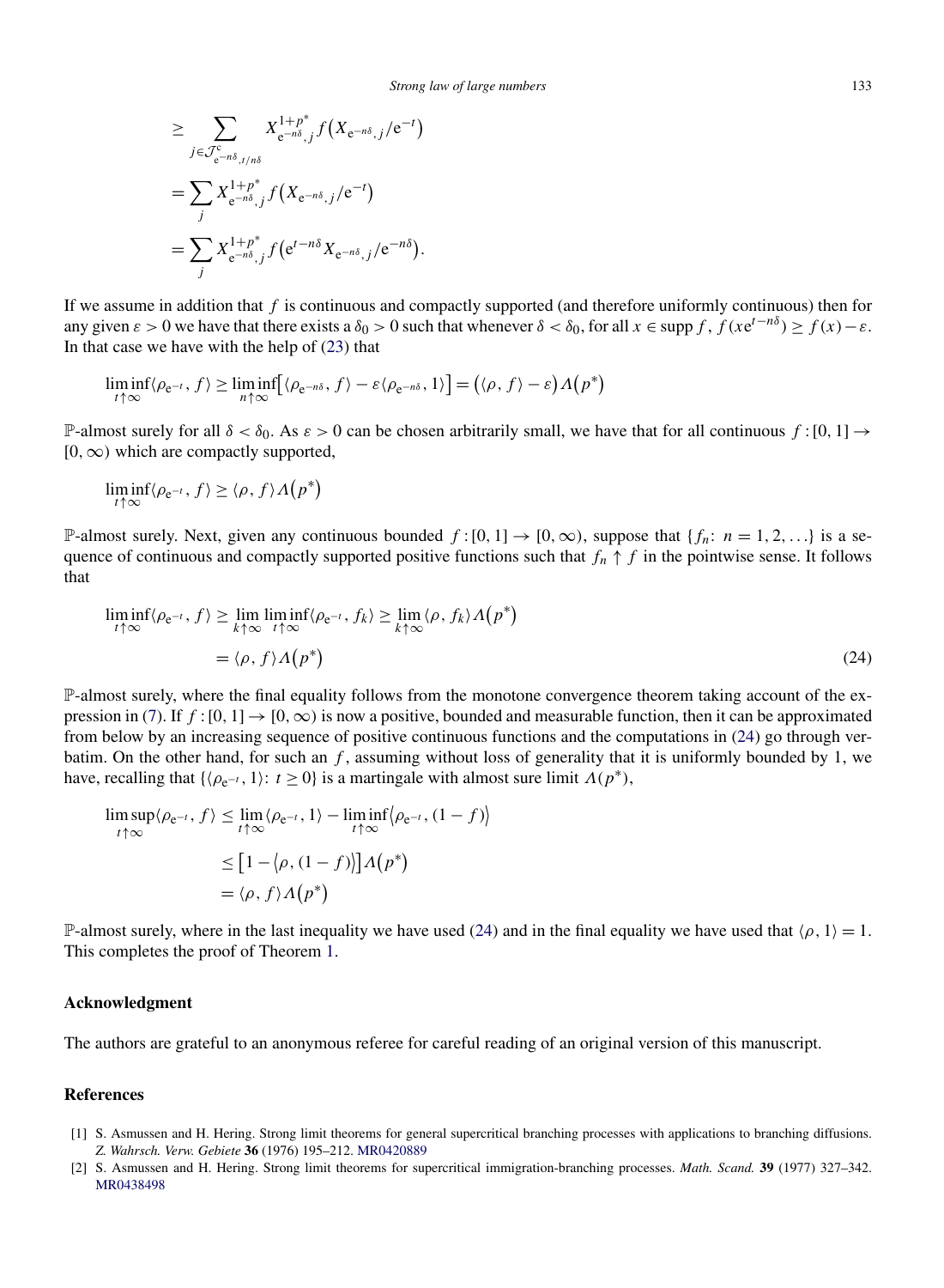$$
\begin{aligned}
&\geq \sum_{j \in \mathcal{J}^{c}_{e^{-n\delta}, t/n\delta}} X^{1+p^*}_{e^{-n\delta}, j} f\left(X_{e^{-n\delta}, j}/e^{-t}\right) \\
&= \sum_j X^{1+p^*}_{e^{-n\delta}, j} f\left(X_{e^{-n\delta}, j}/e^{-t}\right) \\
&= \sum_j X^{1+p^*}_{e^{-n\delta}, j} f\left(e^{t-n\delta} X_{e^{-n\delta}, j}/e^{-n\delta}\right).
\end{aligned}
$$

If we assume in addition that $f$ is continuous and compactly supported (and therefore uniformly continuous) then for any given $\varepsilon > 0$ we have that there exists a $\delta_0 > 0$ such that whenever $\delta < \delta_0$, for all $x \in \operatorname{supp} f$, $f(xe^{t-n\delta}) \geq f(x) - \varepsilon$. In that case we have with the help of (23) that

$$
\liminf_{t \uparrow \infty} \langle \rho_{e^{-t}}, f \rangle \geq \liminf_{n \uparrow \infty} \left[ \langle \rho_{e^{-n\delta}}, f \rangle - \varepsilon \langle \rho_{e^{-n\delta}}, 1 \rangle \right] = \left( \langle \rho, f \rangle - \varepsilon \right) \Lambda\left(p^*\right)
$$

$\mathbb{P}$-almost surely for all $\delta < \delta_0$. As $\varepsilon > 0$ can be chosen arbitrarily small, we have that for all continuous $f : [0, 1] \to [0, \infty)$ which are compactly supported,

$$
\liminf_{t \uparrow \infty} \langle \rho_{e^{-t}}, f \rangle \geq \langle \rho, f \rangle \Lambda\left(p^*\right)
$$

$\mathbb{P}$-almost surely. Next, given any continuous bounded $f : [0, 1] \to [0, \infty)$, suppose that $\{f_n : n = 1, 2, \ldots\}$ is a sequence of continuous and compactly supported positive functions such that $f_n \uparrow f$ in the pointwise sense. It follows that

$$
\begin{aligned}
\liminf_{t \uparrow \infty} \langle \rho_{e^{-t}}, f \rangle &\geq \lim_{k \uparrow \infty} \liminf_{t \uparrow \infty} \langle \rho_{e^{-t}}, f_k \rangle \geq \lim_{k \uparrow \infty} \langle \rho, f_k \rangle \Lambda\left(p^*\right) \\
&= \langle \rho, f \rangle \Lambda\left(p^*\right)
\end{aligned} \tag{24}
$$

$\mathbb{P}$-almost surely, where the final equality follows from the monotone convergence theorem taking account of the expression in (7). If $f : [0, 1] \to [0, \infty)$ is now a positive, bounded and measurable function, then it can be approximated from below by an increasing sequence of positive continuous functions and the computations in (24) go through verbatim. On the other hand, for such an $f$, assuming without loss of generality that it is uniformly bounded by 1, we have, recalling that $\{\langle \rho_{e^{-t}}, 1 \rangle : t \geq 0\}$ is a martingale with almost sure limit $\Lambda(p^*)$,

$$
\begin{aligned}
\limsup_{t \uparrow \infty} \langle \rho_{e^{-t}}, f \rangle &\leq \lim_{t \uparrow \infty} \langle \rho_{e^{-t}}, 1 \rangle - \liminf_{t \uparrow \infty} \left\langle \rho_{e^{-t}}, (1 - f) \right\rangle \\
&\leq \left[ 1 - \left\langle \rho, (1 - f) \right\rangle \right] \Lambda\left(p^*\right) \\
&= \langle \rho, f \rangle \Lambda\left(p^*\right)
\end{aligned}
$$

$\mathbb{P}$-almost surely, where in the last inequality we have used (24) and in the final equality we have used that $\langle \rho, 1 \rangle = 1$. This completes the proof of Theorem 1.

## Acknowledgment

The authors are grateful to an anonymous referee for careful reading of an original version of this manuscript.

## References

[1] S. Asmussen and H. Hering. Strong limit theorems for general supercritical branching processes with applications to branching diffusions. *Z. Wahrsch. Verw. Gebiete* **36** (1976) 195–212. MR0420889

[2] S. Asmussen and H. Hering. Strong limit theorems for supercritical immigration-branching processes. *Math. Scand.* **39** (1977) 327–342. MR0438498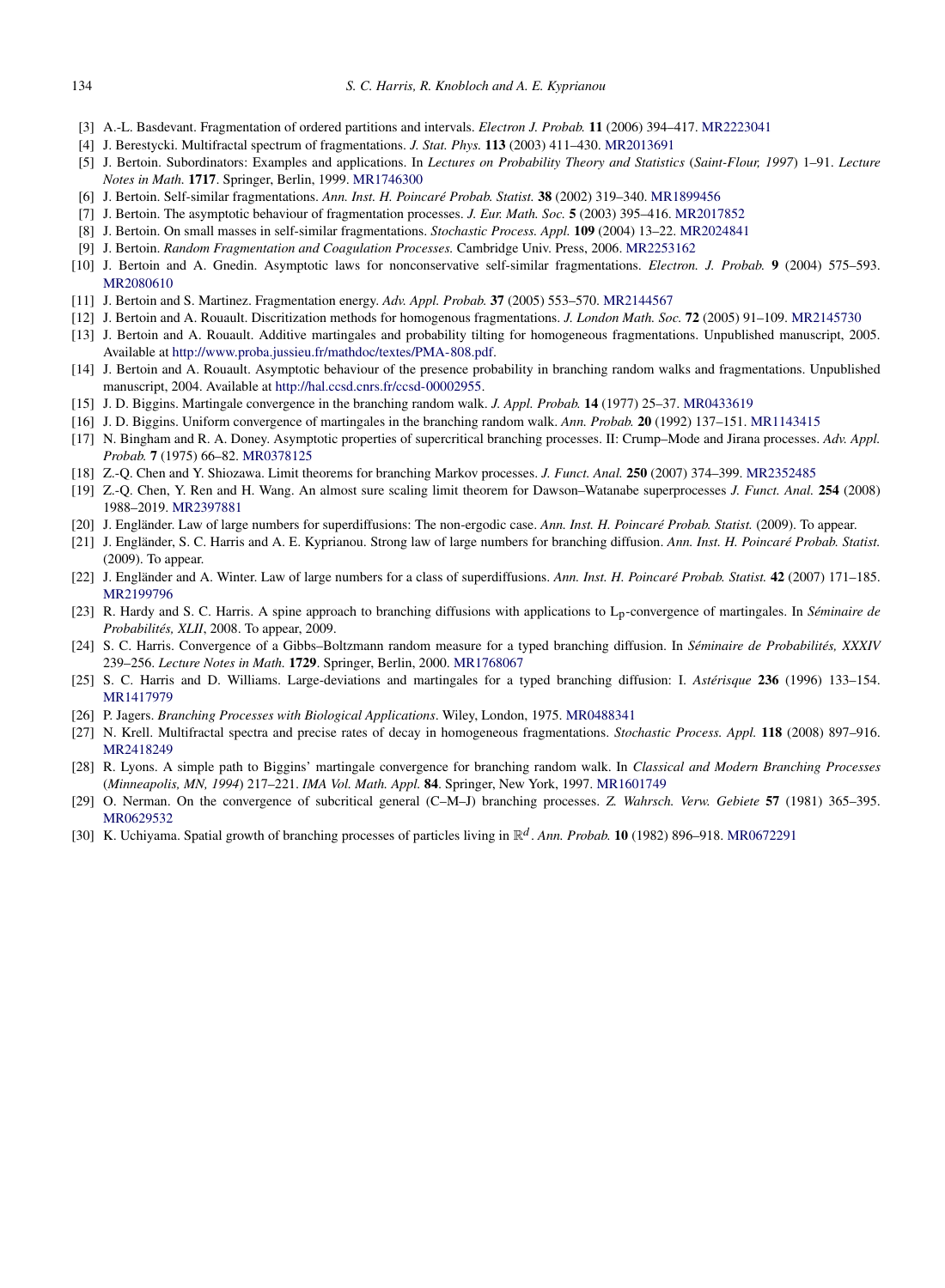[3] A.-L. Basdevant. Fragmentation of ordered partitions and intervals. *Electron J. Probab.* **11** (2006) 394–417. MR2223041

[4] J. Berestycki. Multifractal spectrum of fragmentations. *J. Stat. Phys.* **113** (2003) 411–430. MR2013691

[5] J. Bertoin. Subordinators: Examples and applications. In *Lectures on Probability Theory and Statistics* (*Saint-Flour, 1997*) 1–91. *Lecture Notes in Math.* **1717**. Springer, Berlin, 1999. MR1746300

[6] J. Bertoin. Self-similar fragmentations. *Ann. Inst. H. Poincaré Probab. Statist.* **38** (2002) 319–340. MR1899456

[7] J. Bertoin. The asymptotic behaviour of fragmentation processes. *J. Eur. Math. Soc.* **5** (2003) 395–416. MR2017852

[8] J. Bertoin. On small masses in self-similar fragmentations. *Stochastic Process. Appl.* **109** (2004) 13–22. MR2024841

[9] J. Bertoin. *Random Fragmentation and Coagulation Processes.* Cambridge Univ. Press, 2006. MR2253162

[10] J. Bertoin and A. Gnedin. Asymptotic laws for nonconservative self-similar fragmentations. *Electron. J. Probab.* **9** (2004) 575–593. MR2080610

[11] J. Bertoin and S. Martinez. Fragmentation energy. *Adv. Appl. Probab.* **37** (2005) 553–570. MR2144567

[12] J. Bertoin and A. Rouault. Discritization methods for homogenous fragmentations. *J. London Math. Soc.* **72** (2005) 91–109. MR2145730

[13] J. Bertoin and A. Rouault. Additive martingales and probability tilting for homogeneous fragmentations. Unpublished manuscript, 2005. Available at http://www.proba.jussieu.fr/mathdoc/textes/PMA-808.pdf.

[14] J. Bertoin and A. Rouault. Asymptotic behaviour of the presence probability in branching random walks and fragmentations. Unpublished manuscript, 2004. Available at http://hal.ccsd.cnrs.fr/ccsd-00002955.

[15] J. D. Biggins. Martingale convergence in the branching random walk. *J. Appl. Probab.* **14** (1977) 25–37. MR0433619

[16] J. D. Biggins. Uniform convergence of martingales in the branching random walk. *Ann. Probab.* **20** (1992) 137–151. MR1143415

[17] N. Bingham and R. A. Doney. Asymptotic properties of supercritical branching processes. II: Crump–Mode and Jirana processes. *Adv. Appl. Probab.* **7** (1975) 66–82. MR0378125

[18] Z.-Q. Chen and Y. Shiozawa. Limit theorems for branching Markov processes. *J. Funct. Anal.* **250** (2007) 374–399. MR2352485

[19] Z.-Q. Chen, Y. Ren and H. Wang. An almost sure scaling limit theorem for Dawson–Watanabe superprocesses *J. Funct. Anal.* **254** (2008) 1988–2019. MR2397881

[20] J. Engländer. Law of large numbers for superdiffusions: The non-ergodic case. *Ann. Inst. H. Poincaré Probab. Statist.* (2009). To appear.

[21] J. Engländer, S. C. Harris and A. E. Kyprianou. Strong law of large numbers for branching diffusion. *Ann. Inst. H. Poincaré Probab. Statist.* (2009). To appear.

[22] J. Engländer and A. Winter. Law of large numbers for a class of superdiffusions. *Ann. Inst. H. Poincaré Probab. Statist.* **42** (2007) 171–185. MR2199796

[23] R. Hardy and S. C. Harris. A spine approach to branching diffusions with applications to $L_p$-convergence of martingales. In *Séminaire de Probabilités, XLII*, 2008. To appear, 2009.

[24] S. C. Harris. Convergence of a Gibbs–Boltzmann random measure for a typed branching diffusion. In *Séminaire de Probabilités, XXXIV* 239–256. *Lecture Notes in Math.* **1729**. Springer, Berlin, 2000. MR1768067

[25] S. C. Harris and D. Williams. Large-deviations and martingales for a typed branching diffusion: I. *Astérisque* **236** (1996) 133–154. MR1417979

[26] P. Jagers. *Branching Processes with Biological Applications*. Wiley, London, 1975. MR0488341

[27] N. Krell. Multifractal spectra and precise rates of decay in homogeneous fragmentations. *Stochastic Process. Appl.* **118** (2008) 897–916. MR2418249

[28] R. Lyons. A simple path to Biggins' martingale convergence for branching random walk. In *Classical and Modern Branching Processes* (*Minneapolis, MN, 1994*) 217–221. *IMA Vol. Math. Appl.* **84**. Springer, New York, 1997. MR1601749

[29] O. Nerman. On the convergence of subcritical general (C–M–J) branching processes. *Z. Wahrsch. Verw. Gebiete* **57** (1981) 365–395. MR0629532

[30] K. Uchiyama. Spatial growth of branching processes of particles living in $\mathbb{R}^d$. *Ann. Probab.* **10** (1982) 896–918. MR0672291